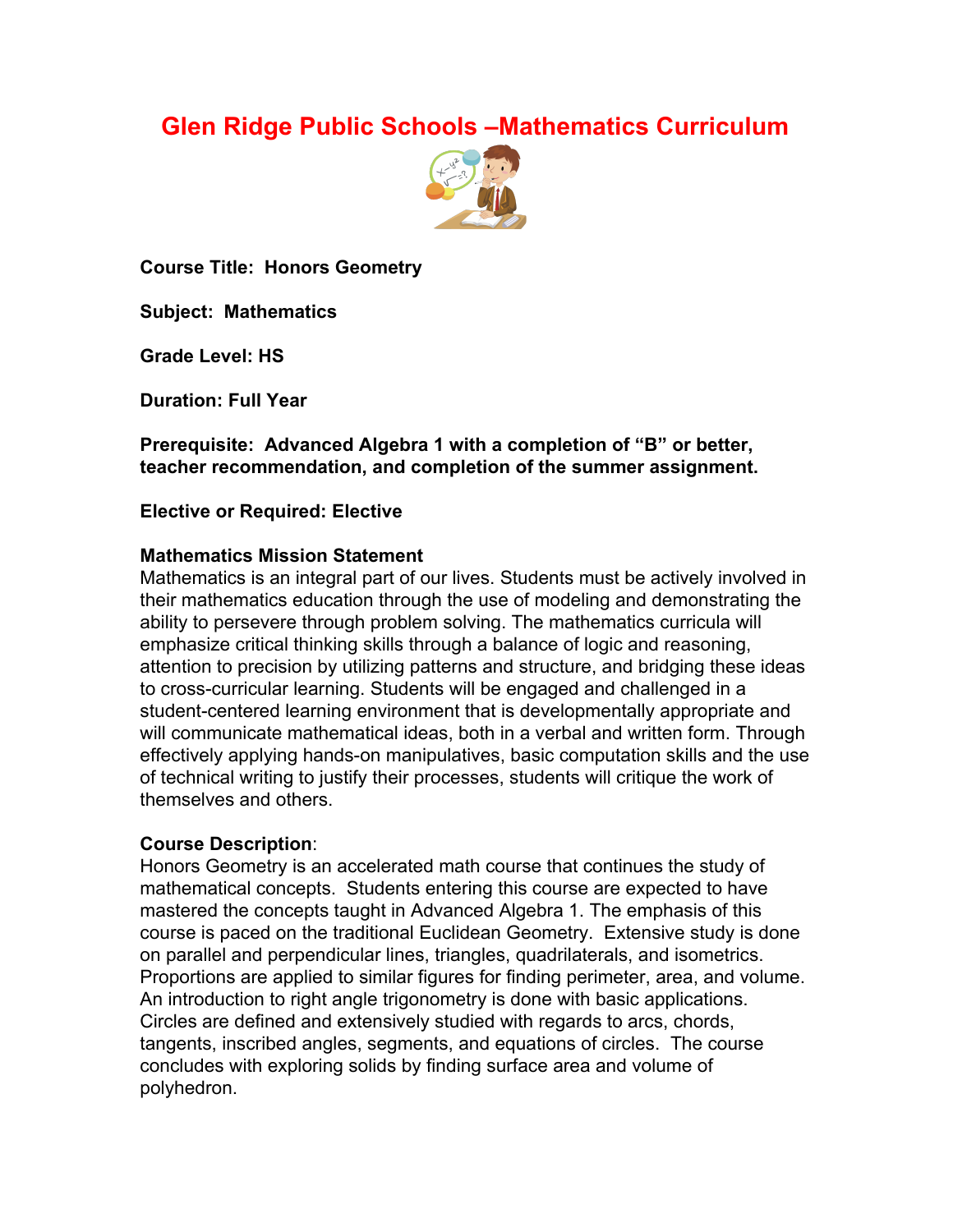# Glen Ridge Public Schools –Mathematics Curriculum

**Course Title: Honors Geometry**

**Subject: Mathematics**

**Grade Level: HS**

**Duration: Full Year**

**Prerequisite: Advanced Algebra 1 with a completion of "B" or better, teacher recommendation, and completion of the summer assignment.**

**Elective or Required: Elective**

**Mathematics Mission Statement**
Mathematics is an integral part of our lives. Students must be actively involved in their mathematics education through the use of modeling and demonstrating the ability to persevere through problem solving. The mathematics curricula will emphasize critical thinking skills through a balance of logic and reasoning, attention to precision by utilizing patterns and structure, and bridging these ideas to cross-curricular learning. Students will be engaged and challenged in a student-centered learning environment that is developmentally appropriate and will communicate mathematical ideas, both in a verbal and written form. Through effectively applying hands-on manipulatives, basic computation skills and the use of technical writing to justify their processes, students will critique the work of themselves and others.

**Course Description**:
Honors Geometry is an accelerated math course that continues the study of mathematical concepts. Students entering this course are expected to have mastered the concepts taught in Advanced Algebra 1. The emphasis of this course is paced on the traditional Euclidean Geometry. Extensive study is done on parallel and perpendicular lines, triangles, quadrilaterals, and isometrics. Proportions are applied to similar figures for finding perimeter, area, and volume. An introduction to right angle trigonometry is done with basic applications. Circles are defined and extensively studied with regards to arcs, chords, tangents, inscribed angles, segments, and equations of circles. The course concludes with exploring solids by finding surface area and volume of polyhedron.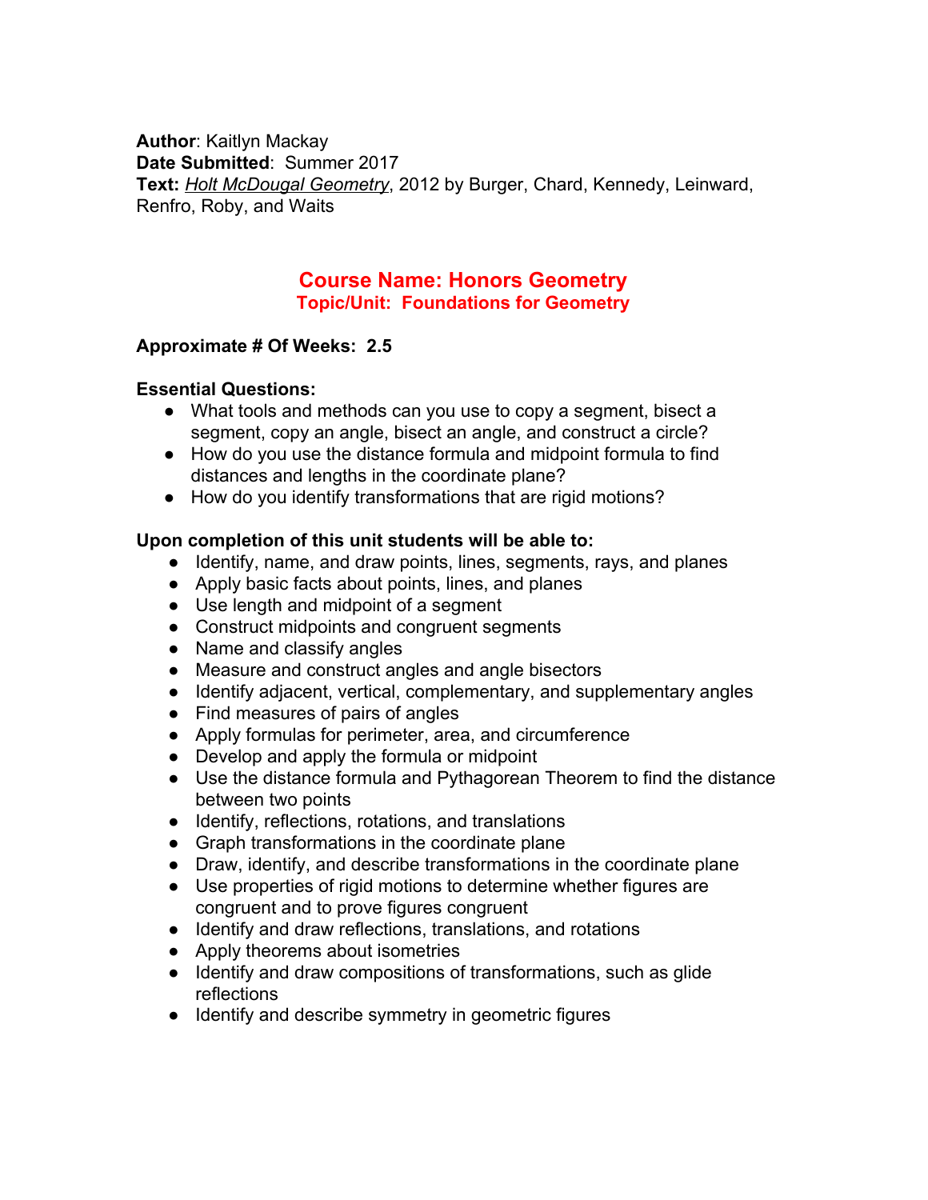**Author**: Kaitlyn Mackay
**Date Submitted**: Summer 2017
**Text:** *Holt McDougal Geometry*, 2012 by Burger, Chard, Kennedy, Leinward, Renfro, Roby, and Waits

# Course Name: Honors Geometry

## Topic/Unit: Foundations for Geometry

**Approximate # Of Weeks: 2.5**

**Essential Questions:**

- What tools and methods can you use to copy a segment, bisect a segment, copy an angle, bisect an angle, and construct a circle?
- How do you use the distance formula and midpoint formula to find distances and lengths in the coordinate plane?
- How do you identify transformations that are rigid motions?

**Upon completion of this unit students will be able to:**

- Identify, name, and draw points, lines, segments, rays, and planes
- Apply basic facts about points, lines, and planes
- Use length and midpoint of a segment
- Construct midpoints and congruent segments
- Name and classify angles
- Measure and construct angles and angle bisectors
- Identify adjacent, vertical, complementary, and supplementary angles
- Find measures of pairs of angles
- Apply formulas for perimeter, area, and circumference
- Develop and apply the formula or midpoint
- Use the distance formula and Pythagorean Theorem to find the distance between two points
- Identify, reflections, rotations, and translations
- Graph transformations in the coordinate plane
- Draw, identify, and describe transformations in the coordinate plane
- Use properties of rigid motions to determine whether figures are congruent and to prove figures congruent
- Identify and draw reflections, translations, and rotations
- Apply theorems about isometries
- Identify and draw compositions of transformations, such as glide reflections
- Identify and describe symmetry in geometric figures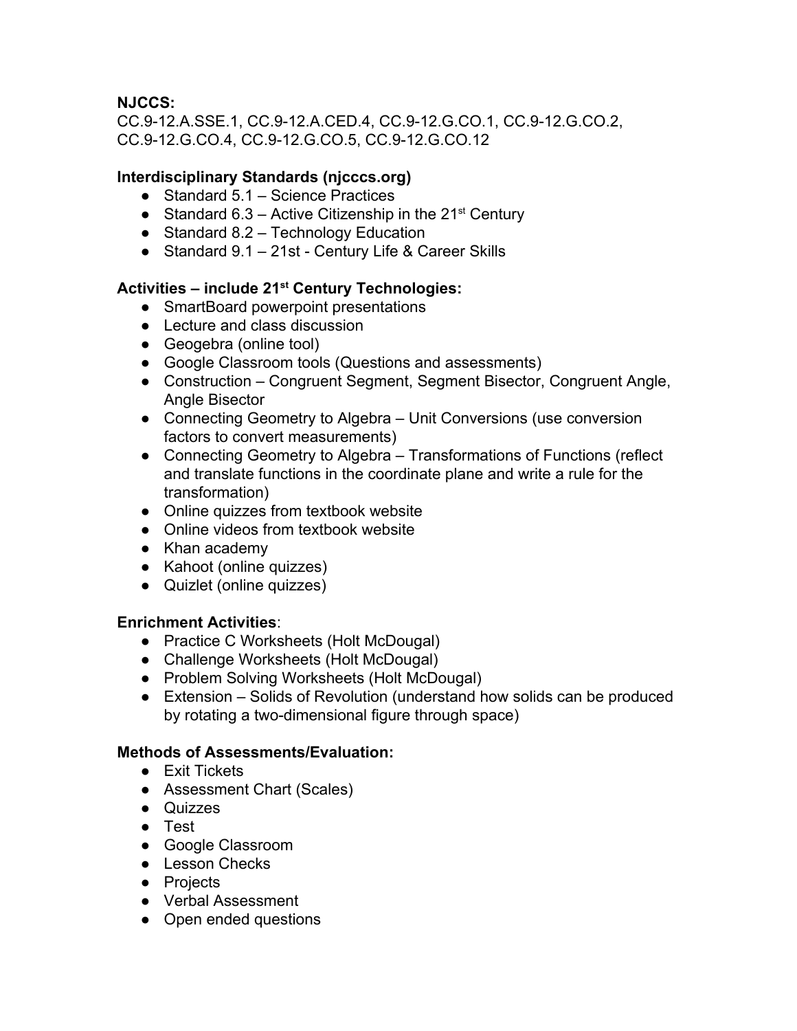**NJCCS:**
CC.9-12.A.SSE.1, CC.9-12.A.CED.4, CC.9-12.G.CO.1, CC.9-12.G.CO.2, CC.9-12.G.CO.4, CC.9-12.G.CO.5, CC.9-12.G.CO.12

**Interdisciplinary Standards (njcccs.org)**

- Standard 5.1 – Science Practices
- Standard 6.3 – Active Citizenship in the 21st Century
- Standard 8.2 – Technology Education
- Standard 9.1 – 21st - Century Life & Career Skills

**Activities – include 21st Century Technologies:**

- SmartBoard powerpoint presentations
- Lecture and class discussion
- Geogebra (online tool)
- Google Classroom tools (Questions and assessments)
- Construction – Congruent Segment, Segment Bisector, Congruent Angle, Angle Bisector
- Connecting Geometry to Algebra – Unit Conversions (use conversion factors to convert measurements)
- Connecting Geometry to Algebra – Transformations of Functions (reflect and translate functions in the coordinate plane and write a rule for the transformation)
- Online quizzes from textbook website
- Online videos from textbook website
- Khan academy
- Kahoot (online quizzes)
- Quizlet (online quizzes)

**Enrichment Activities**:

- Practice C Worksheets (Holt McDougal)
- Challenge Worksheets (Holt McDougal)
- Problem Solving Worksheets (Holt McDougal)
- Extension – Solids of Revolution (understand how solids can be produced by rotating a two-dimensional figure through space)

**Methods of Assessments/Evaluation:**

- Exit Tickets
- Assessment Chart (Scales)
- Quizzes
- Test
- Google Classroom
- Lesson Checks
- Projects
- Verbal Assessment
- Open ended questions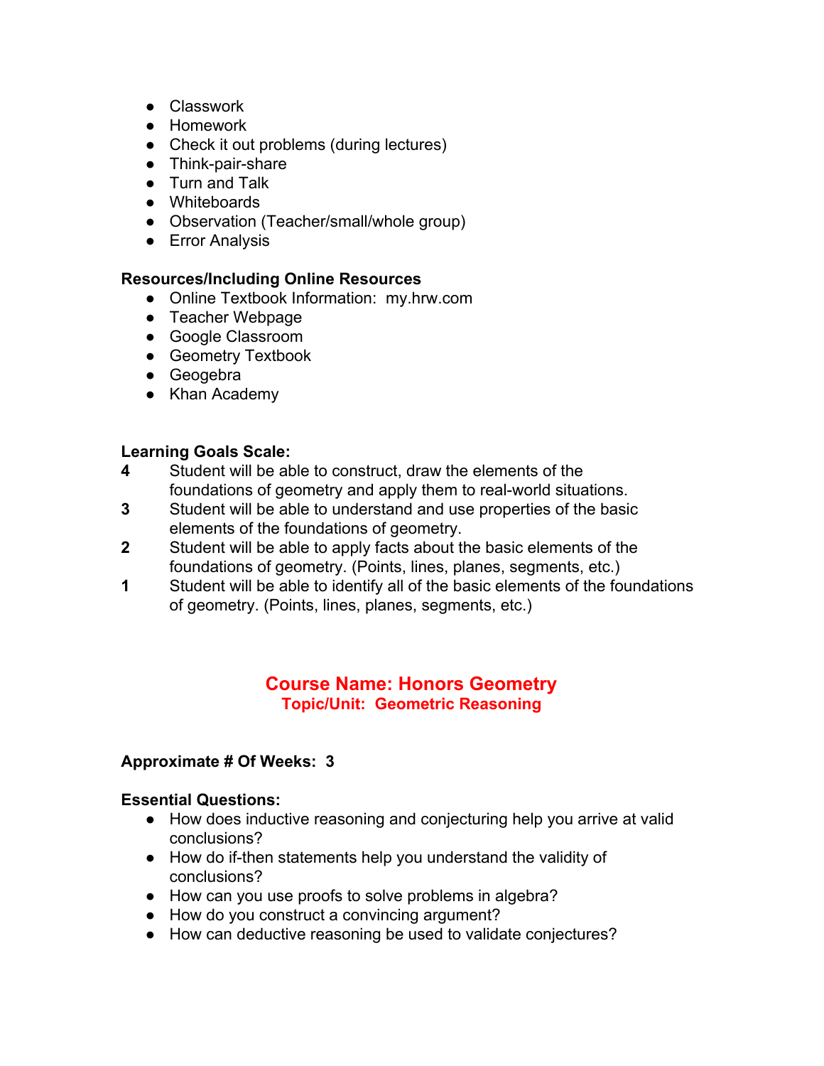- Classwork
- Homework
- Check it out problems (during lectures)
- Think-pair-share
- Turn and Talk
- Whiteboards
- Observation (Teacher/small/whole group)
- Error Analysis

**Resources/Including Online Resources**

- Online Textbook Information: my.hrw.com
- Teacher Webpage
- Google Classroom
- Geometry Textbook
- Geogebra
- Khan Academy

**Learning Goals Scale:**

**4** Student will be able to construct, draw the elements of the foundations of geometry and apply them to real-world situations.

**3** Student will be able to understand and use properties of the basic elements of the foundations of geometry.

**2** Student will be able to apply facts about the basic elements of the foundations of geometry. (Points, lines, planes, segments, etc.)

**1** Student will be able to identify all of the basic elements of the foundations of geometry. (Points, lines, planes, segments, etc.)

## Course Name: Honors Geometry

### Topic/Unit: Geometric Reasoning

**Approximate # Of Weeks: 3**

**Essential Questions:**

- How does inductive reasoning and conjecturing help you arrive at valid conclusions?
- How do if-then statements help you understand the validity of conclusions?
- How can you use proofs to solve problems in algebra?
- How do you construct a convincing argument?
- How can deductive reasoning be used to validate conjectures?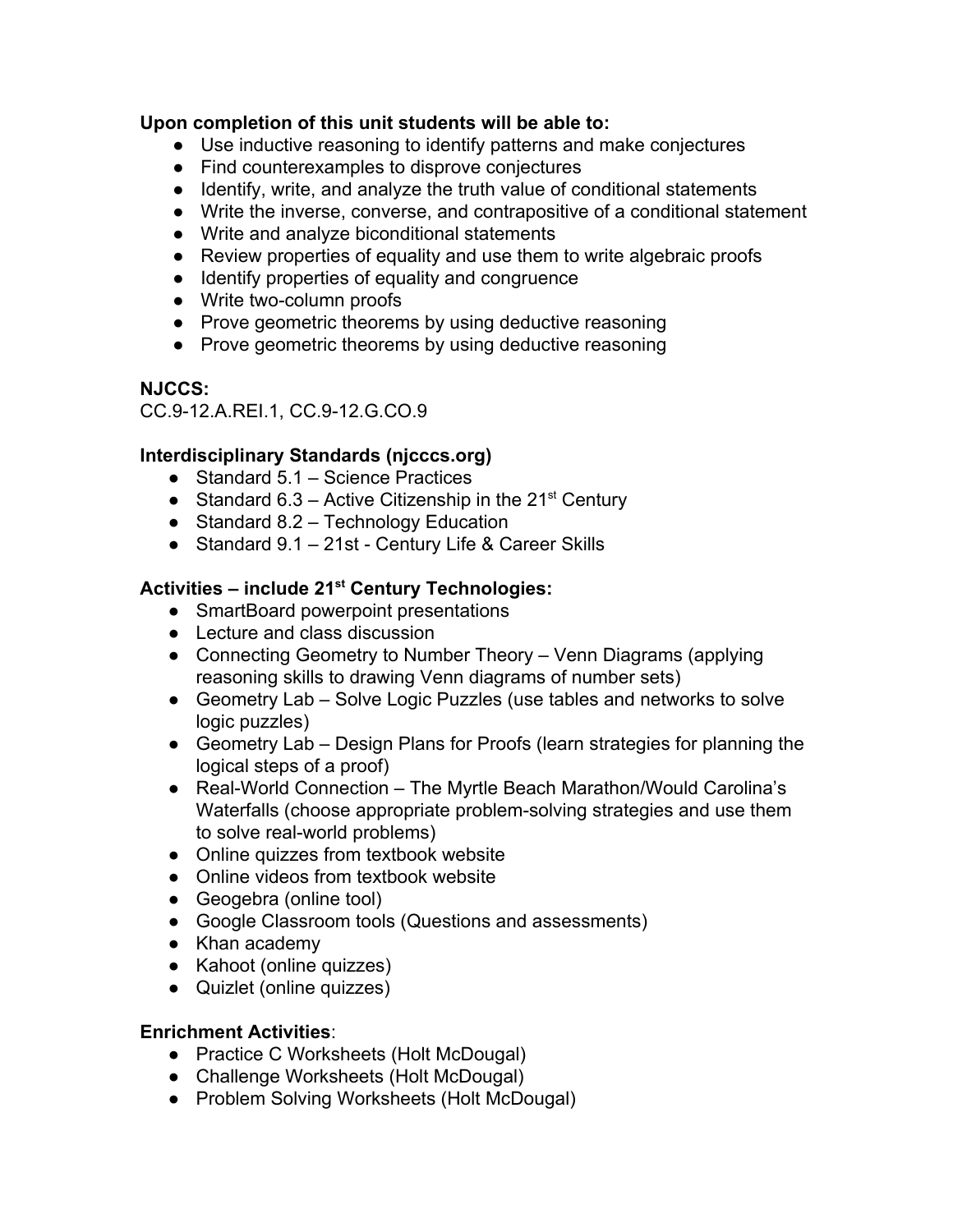**Upon completion of this unit students will be able to:**

- Use inductive reasoning to identify patterns and make conjectures
- Find counterexamples to disprove conjectures
- Identify, write, and analyze the truth value of conditional statements
- Write the inverse, converse, and contrapositive of a conditional statement
- Write and analyze biconditional statements
- Review properties of equality and use them to write algebraic proofs
- Identify properties of equality and congruence
- Write two-column proofs
- Prove geometric theorems by using deductive reasoning
- Prove geometric theorems by using deductive reasoning

**NJCCS:**

CC.9-12.A.REI.1, CC.9-12.G.CO.9

**Interdisciplinary Standards (njcccs.org)**

- Standard 5.1 – Science Practices
- Standard 6.3 – Active Citizenship in the 21st Century
- Standard 8.2 – Technology Education
- Standard 9.1 – 21st - Century Life & Career Skills

**Activities – include 21st Century Technologies:**

- SmartBoard powerpoint presentations
- Lecture and class discussion
- Connecting Geometry to Number Theory – Venn Diagrams (applying reasoning skills to drawing Venn diagrams of number sets)
- Geometry Lab – Solve Logic Puzzles (use tables and networks to solve logic puzzles)
- Geometry Lab – Design Plans for Proofs (learn strategies for planning the logical steps of a proof)
- Real-World Connection – The Myrtle Beach Marathon/Would Carolina's Waterfalls (choose appropriate problem-solving strategies and use them to solve real-world problems)
- Online quizzes from textbook website
- Online videos from textbook website
- Geogebra (online tool)
- Google Classroom tools (Questions and assessments)
- Khan academy
- Kahoot (online quizzes)
- Quizlet (online quizzes)

**Enrichment Activities**:

- Practice C Worksheets (Holt McDougal)
- Challenge Worksheets (Holt McDougal)
- Problem Solving Worksheets (Holt McDougal)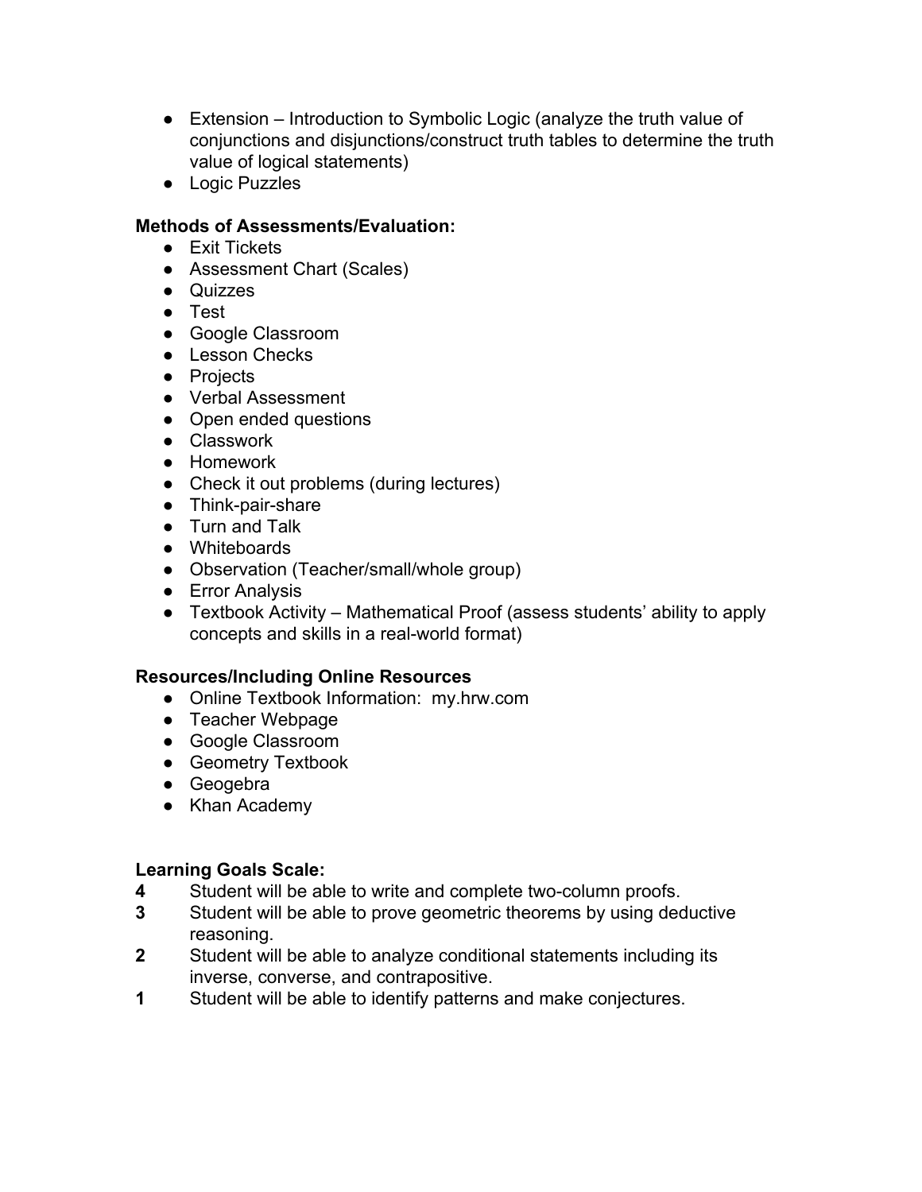- Extension – Introduction to Symbolic Logic (analyze the truth value of conjunctions and disjunctions/construct truth tables to determine the truth value of logical statements)
- Logic Puzzles

**Methods of Assessments/Evaluation:**

- Exit Tickets
- Assessment Chart (Scales)
- Quizzes
- Test
- Google Classroom
- Lesson Checks
- Projects
- Verbal Assessment
- Open ended questions
- Classwork
- Homework
- Check it out problems (during lectures)
- Think-pair-share
- Turn and Talk
- Whiteboards
- Observation (Teacher/small/whole group)
- Error Analysis
- Textbook Activity – Mathematical Proof (assess students' ability to apply concepts and skills in a real-world format)

**Resources/Including Online Resources**

- Online Textbook Information: my.hrw.com
- Teacher Webpage
- Google Classroom
- Geometry Textbook
- Geogebra
- Khan Academy

**Learning Goals Scale:**

**4** Student will be able to write and complete two-column proofs.

**3** Student will be able to prove geometric theorems by using deductive reasoning.

**2** Student will be able to analyze conditional statements including its inverse, converse, and contrapositive.

**1** Student will be able to identify patterns and make conjectures.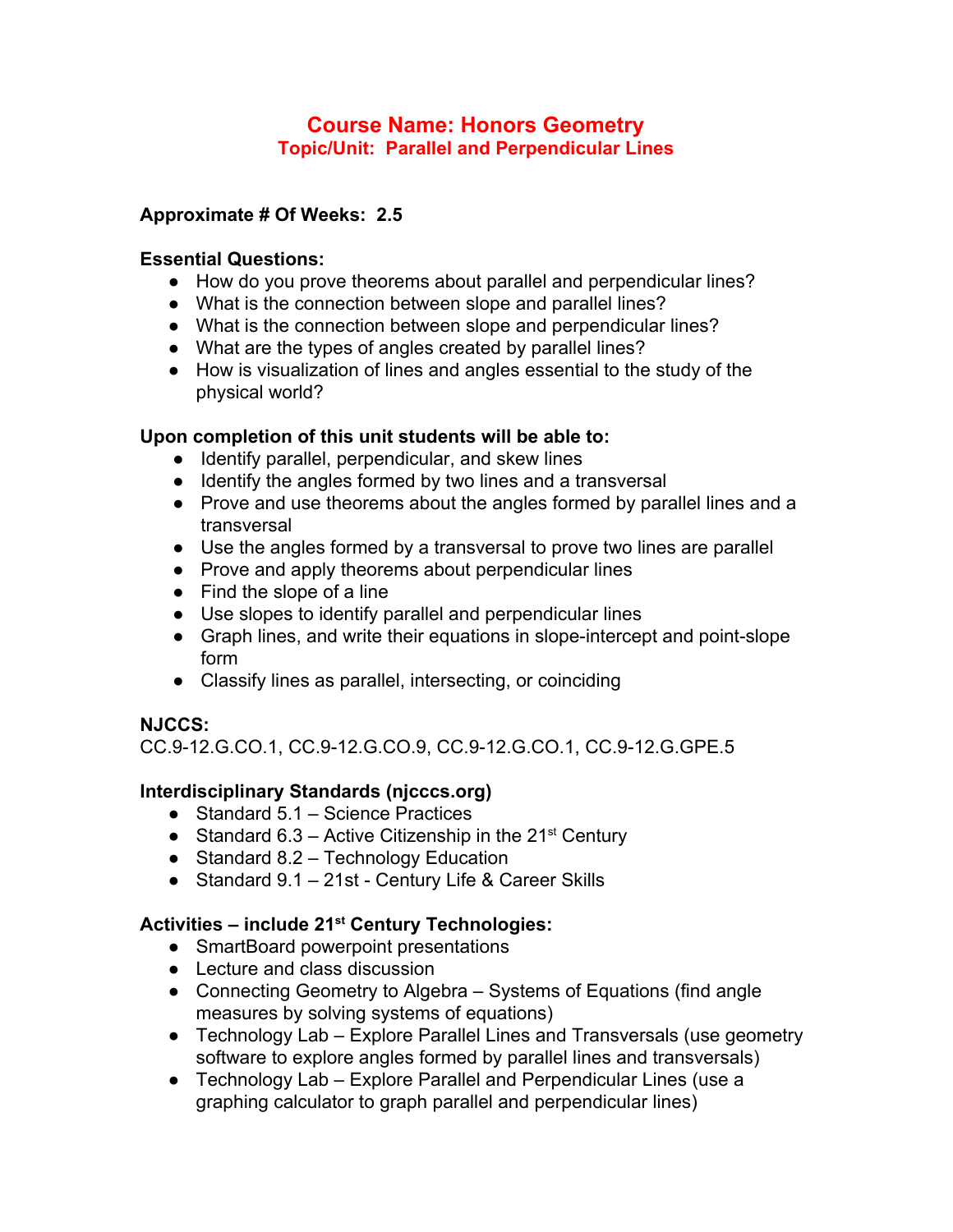# Course Name: Honors Geometry
## Topic/Unit: Parallel and Perpendicular Lines

**Approximate # Of Weeks: 2.5**

**Essential Questions:**
- How do you prove theorems about parallel and perpendicular lines?
- What is the connection between slope and parallel lines?
- What is the connection between slope and perpendicular lines?
- What are the types of angles created by parallel lines?
- How is visualization of lines and angles essential to the study of the physical world?

**Upon completion of this unit students will be able to:**
- Identify parallel, perpendicular, and skew lines
- Identify the angles formed by two lines and a transversal
- Prove and use theorems about the angles formed by parallel lines and a transversal
- Use the angles formed by a transversal to prove two lines are parallel
- Prove and apply theorems about perpendicular lines
- Find the slope of a line
- Use slopes to identify parallel and perpendicular lines
- Graph lines, and write their equations in slope-intercept and point-slope form
- Classify lines as parallel, intersecting, or coinciding

**NJCCS:**
CC.9-12.G.CO.1, CC.9-12.G.CO.9, CC.9-12.G.CO.1, CC.9-12.G.GPE.5

**Interdisciplinary Standards (njcccs.org)**
- Standard 5.1 – Science Practices
- Standard 6.3 – Active Citizenship in the 21st Century
- Standard 8.2 – Technology Education
- Standard 9.1 – 21st - Century Life & Career Skills

**Activities – include 21st Century Technologies:**
- SmartBoard powerpoint presentations
- Lecture and class discussion
- Connecting Geometry to Algebra – Systems of Equations (find angle measures by solving systems of equations)
- Technology Lab – Explore Parallel Lines and Transversals (use geometry software to explore angles formed by parallel lines and transversals)
- Technology Lab – Explore Parallel and Perpendicular Lines (use a graphing calculator to graph parallel and perpendicular lines)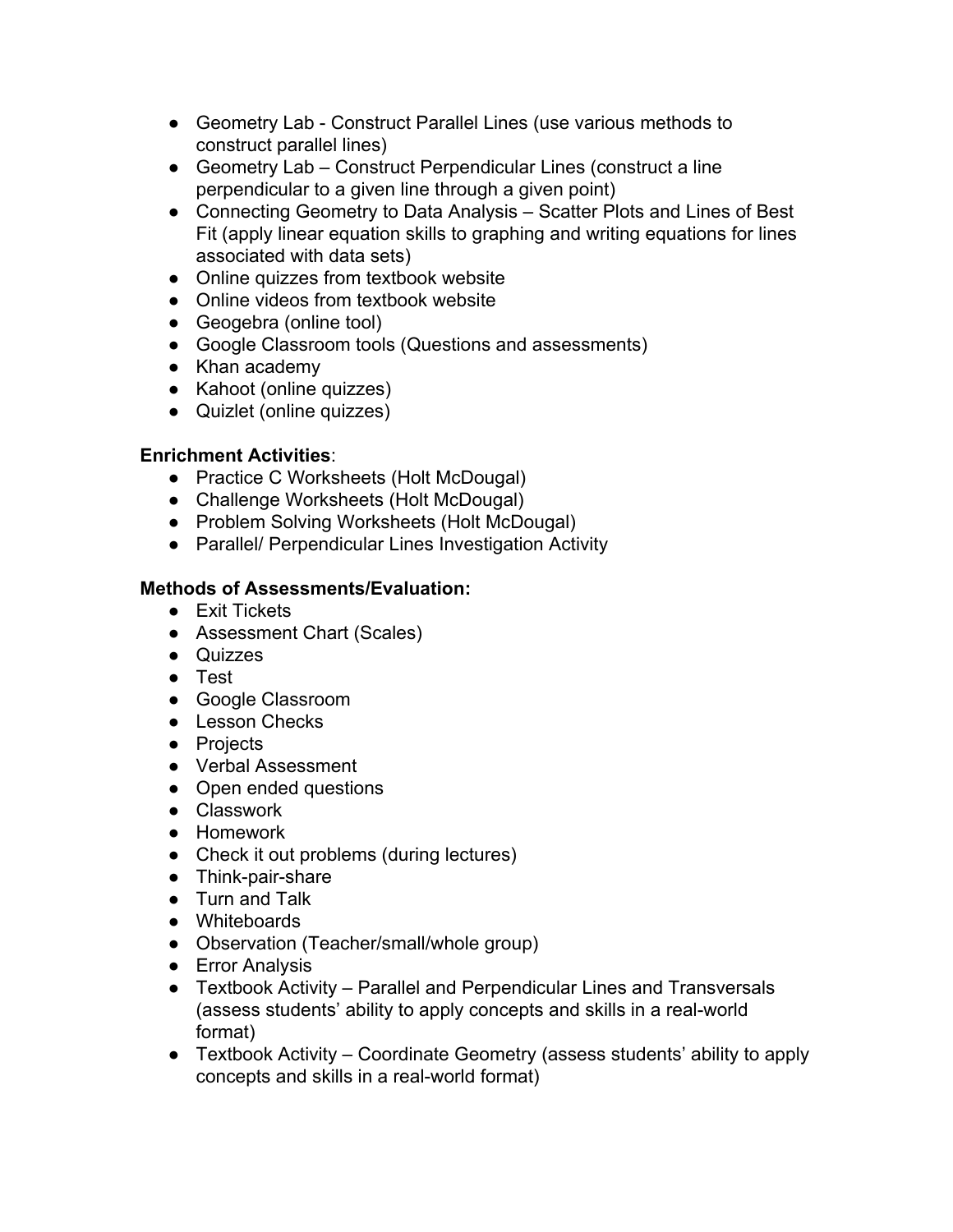- Geometry Lab - Construct Parallel Lines (use various methods to construct parallel lines)
- Geometry Lab – Construct Perpendicular Lines (construct a line perpendicular to a given line through a given point)
- Connecting Geometry to Data Analysis – Scatter Plots and Lines of Best Fit (apply linear equation skills to graphing and writing equations for lines associated with data sets)
- Online quizzes from textbook website
- Online videos from textbook website
- Geogebra (online tool)
- Google Classroom tools (Questions and assessments)
- Khan academy
- Kahoot (online quizzes)
- Quizlet (online quizzes)

**Enrichment Activities**:

- Practice C Worksheets (Holt McDougal)
- Challenge Worksheets (Holt McDougal)
- Problem Solving Worksheets (Holt McDougal)
- Parallel/ Perpendicular Lines Investigation Activity

**Methods of Assessments/Evaluation:**

- Exit Tickets
- Assessment Chart (Scales)
- Quizzes
- Test
- Google Classroom
- Lesson Checks
- Projects
- Verbal Assessment
- Open ended questions
- Classwork
- Homework
- Check it out problems (during lectures)
- Think-pair-share
- Turn and Talk
- Whiteboards
- Observation (Teacher/small/whole group)
- Error Analysis
- Textbook Activity – Parallel and Perpendicular Lines and Transversals (assess students' ability to apply concepts and skills in a real-world format)
- Textbook Activity – Coordinate Geometry (assess students' ability to apply concepts and skills in a real-world format)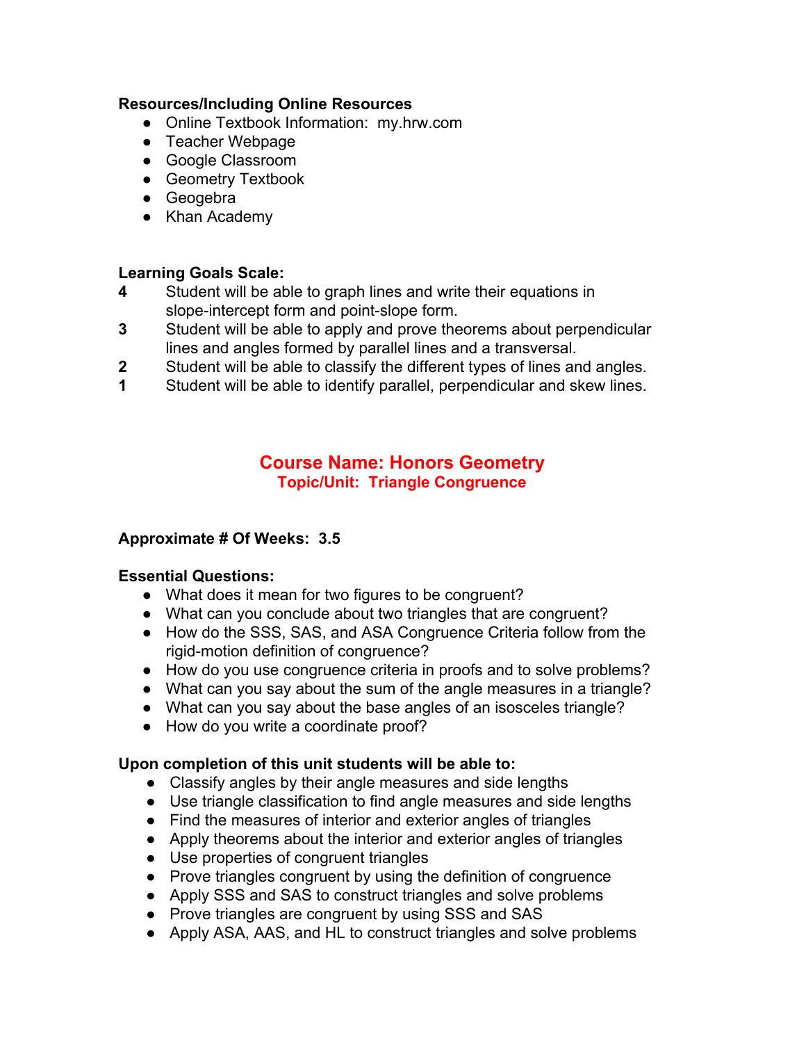**Resources/Including Online Resources**

- Online Textbook Information: my.hrw.com
- Teacher Webpage
- Google Classroom
- Geometry Textbook
- Geogebra
- Khan Academy

**Learning Goals Scale:**

**4** Student will be able to graph lines and write their equations in slope-intercept form and point-slope form.
**3** Student will be able to apply and prove theorems about perpendicular lines and angles formed by parallel lines and a transversal.
**2** Student will be able to classify the different types of lines and angles.
**1** Student will be able to identify parallel, perpendicular and skew lines.

## Course Name: Honors Geometry
### Topic/Unit: Triangle Congruence

**Approximate # Of Weeks: 3.5**

**Essential Questions:**

- What does it mean for two figures to be congruent?
- What can you conclude about two triangles that are congruent?
- How do the SSS, SAS, and ASA Congruence Criteria follow from the rigid-motion definition of congruence?
- How do you use congruence criteria in proofs and to solve problems?
- What can you say about the sum of the angle measures in a triangle?
- What can you say about the base angles of an isosceles triangle?
- How do you write a coordinate proof?

**Upon completion of this unit students will be able to:**

- Classify angles by their angle measures and side lengths
- Use triangle classification to find angle measures and side lengths
- Find the measures of interior and exterior angles of triangles
- Apply theorems about the interior and exterior angles of triangles
- Use properties of congruent triangles
- Prove triangles congruent by using the definition of congruence
- Apply SSS and SAS to construct triangles and solve problems
- Prove triangles are congruent by using SSS and SAS
- Apply ASA, AAS, and HL to construct triangles and solve problems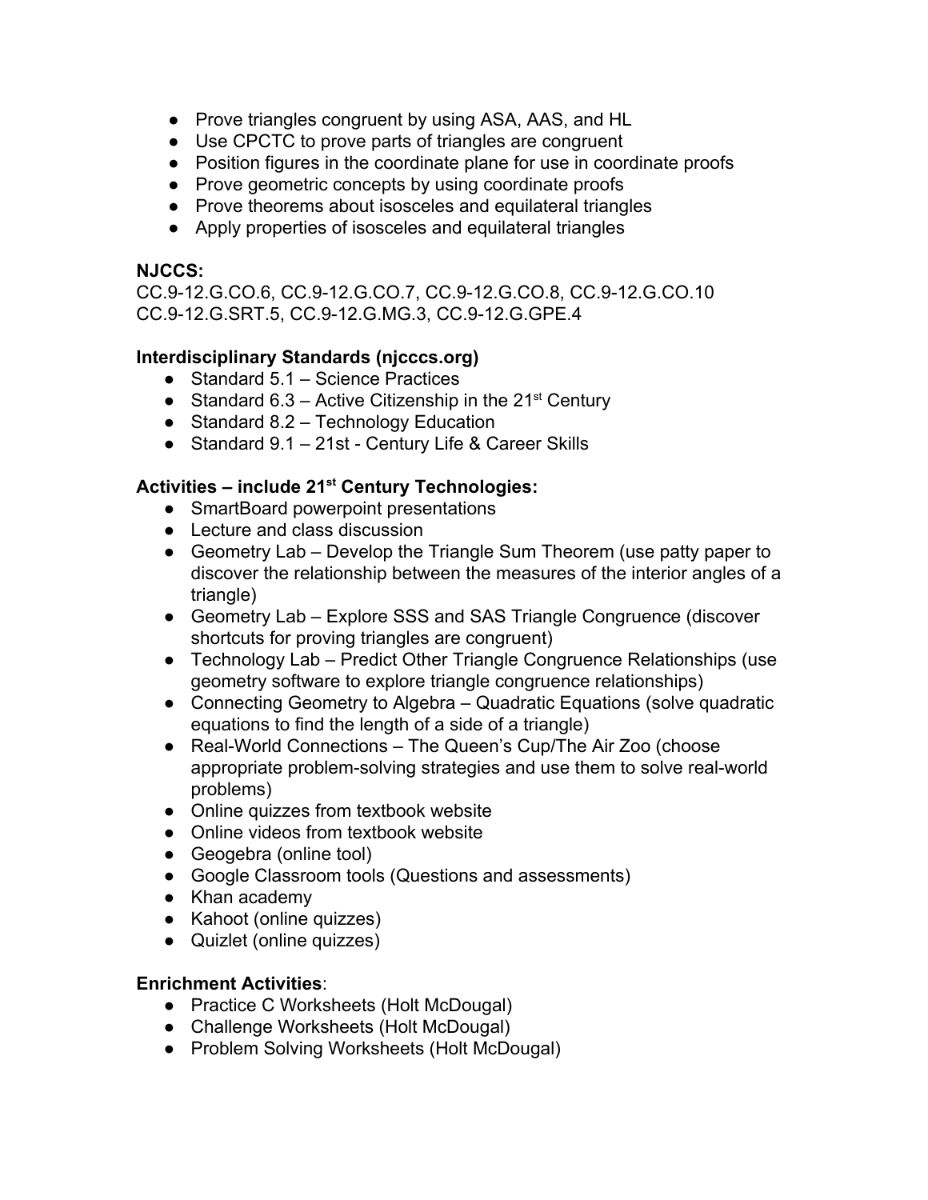- Prove triangles congruent by using ASA, AAS, and HL
- Use CPCTC to prove parts of triangles are congruent
- Position figures in the coordinate plane for use in coordinate proofs
- Prove geometric concepts by using coordinate proofs
- Prove theorems about isosceles and equilateral triangles
- Apply properties of isosceles and equilateral triangles

**NJCCS:**
CC.9-12.G.CO.6, CC.9-12.G.CO.7, CC.9-12.G.CO.8, CC.9-12.G.CO.10
CC.9-12.G.SRT.5, CC.9-12.G.MG.3, CC.9-12.G.GPE.4

**Interdisciplinary Standards (njcccs.org)**

- Standard 5.1 – Science Practices
- Standard 6.3 – Active Citizenship in the 21st Century
- Standard 8.2 – Technology Education
- Standard 9.1 – 21st - Century Life & Career Skills

**Activities – include 21st Century Technologies:**

- SmartBoard powerpoint presentations
- Lecture and class discussion
- Geometry Lab – Develop the Triangle Sum Theorem (use patty paper to discover the relationship between the measures of the interior angles of a triangle)
- Geometry Lab – Explore SSS and SAS Triangle Congruence (discover shortcuts for proving triangles are congruent)
- Technology Lab – Predict Other Triangle Congruence Relationships (use geometry software to explore triangle congruence relationships)
- Connecting Geometry to Algebra – Quadratic Equations (solve quadratic equations to find the length of a side of a triangle)
- Real-World Connections – The Queen's Cup/The Air Zoo (choose appropriate problem-solving strategies and use them to solve real-world problems)
- Online quizzes from textbook website
- Online videos from textbook website
- Geogebra (online tool)
- Google Classroom tools (Questions and assessments)
- Khan academy
- Kahoot (online quizzes)
- Quizlet (online quizzes)

**Enrichment Activities**:

- Practice C Worksheets (Holt McDougal)
- Challenge Worksheets (Holt McDougal)
- Problem Solving Worksheets (Holt McDougal)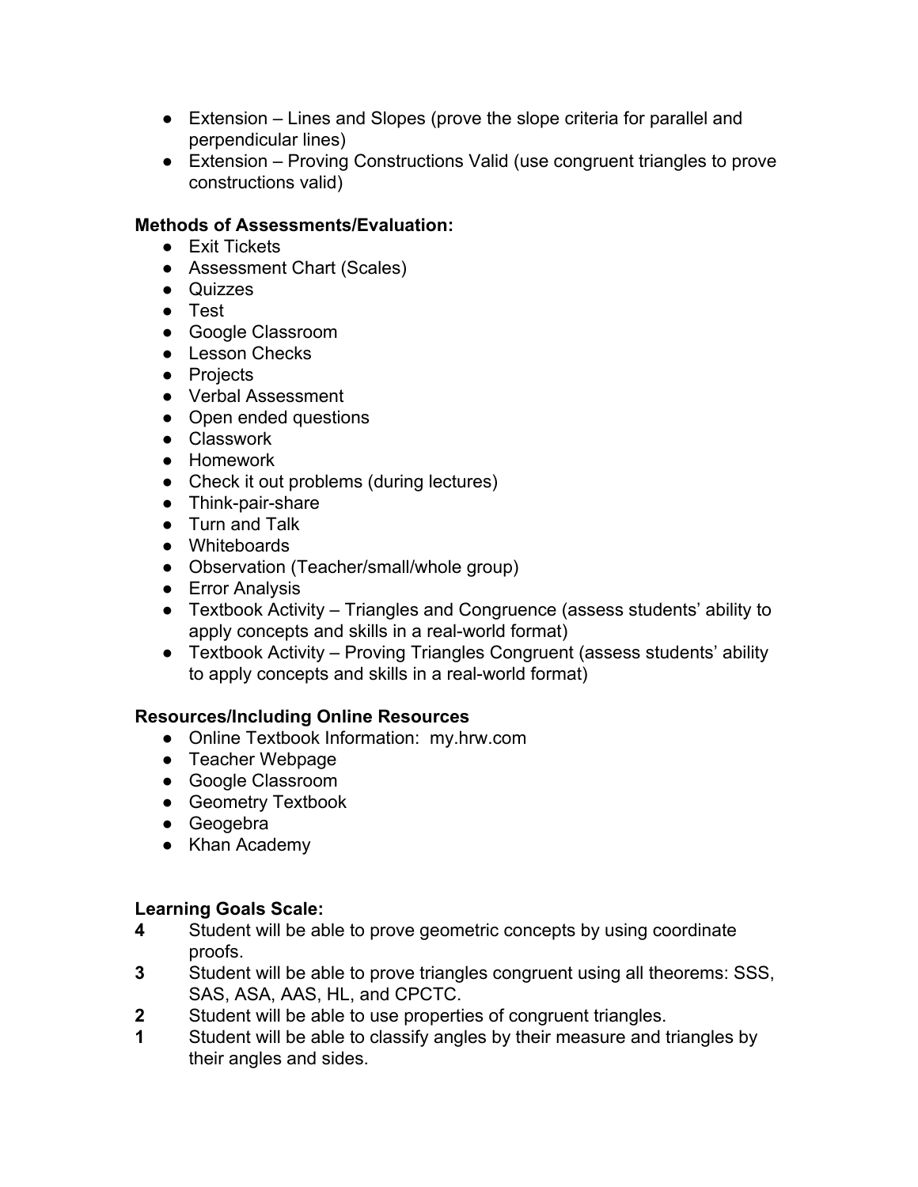- Extension – Lines and Slopes (prove the slope criteria for parallel and perpendicular lines)
- Extension – Proving Constructions Valid (use congruent triangles to prove constructions valid)

**Methods of Assessments/Evaluation:**

- Exit Tickets
- Assessment Chart (Scales)
- Quizzes
- Test
- Google Classroom
- Lesson Checks
- Projects
- Verbal Assessment
- Open ended questions
- Classwork
- Homework
- Check it out problems (during lectures)
- Think-pair-share
- Turn and Talk
- Whiteboards
- Observation (Teacher/small/whole group)
- Error Analysis
- Textbook Activity – Triangles and Congruence (assess students' ability to apply concepts and skills in a real-world format)
- Textbook Activity – Proving Triangles Congruent (assess students' ability to apply concepts and skills in a real-world format)

**Resources/Including Online Resources**

- Online Textbook Information: my.hrw.com
- Teacher Webpage
- Google Classroom
- Geometry Textbook
- Geogebra
- Khan Academy

**Learning Goals Scale:**

**4** Student will be able to prove geometric concepts by using coordinate proofs.

**3** Student will be able to prove triangles congruent using all theorems: SSS, SAS, ASA, AAS, HL, and CPCTC.

**2** Student will be able to use properties of congruent triangles.

**1** Student will be able to classify angles by their measure and triangles by their angles and sides.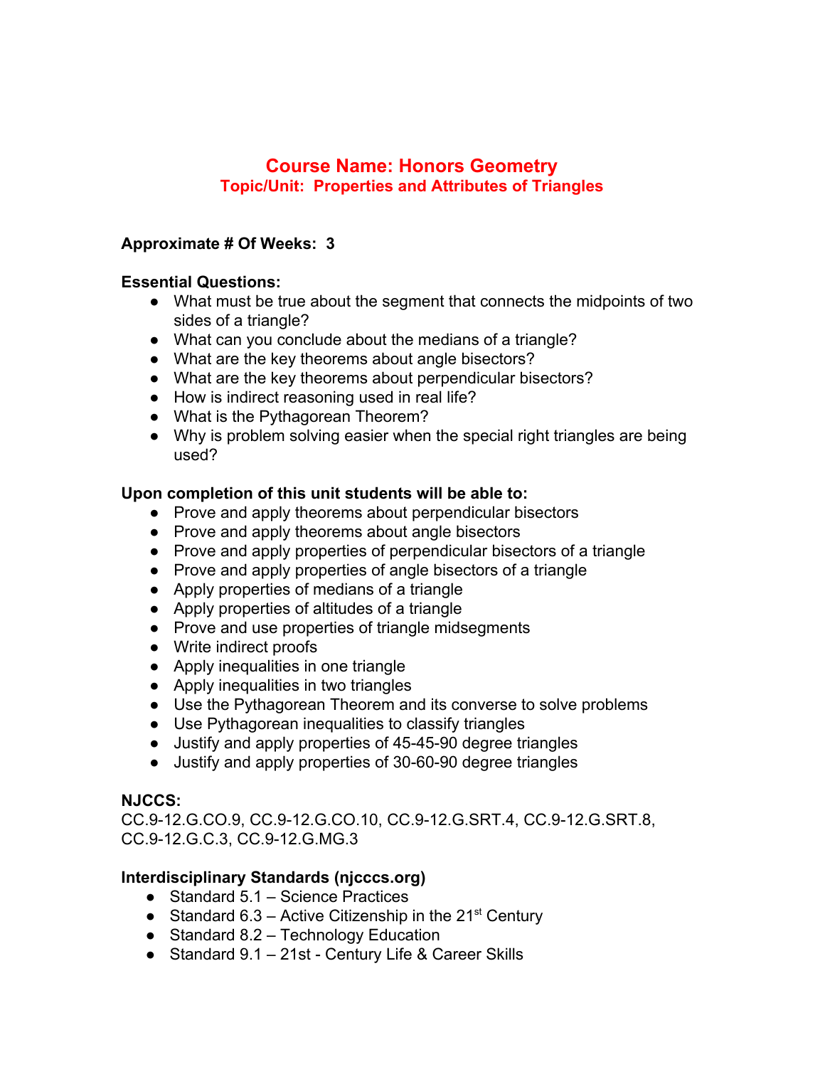# Course Name: Honors Geometry
## Topic/Unit: Properties and Attributes of Triangles

**Approximate # Of Weeks: 3**

**Essential Questions:**

- What must be true about the segment that connects the midpoints of two sides of a triangle?
- What can you conclude about the medians of a triangle?
- What are the key theorems about angle bisectors?
- What are the key theorems about perpendicular bisectors?
- How is indirect reasoning used in real life?
- What is the Pythagorean Theorem?
- Why is problem solving easier when the special right triangles are being used?

**Upon completion of this unit students will be able to:**

- Prove and apply theorems about perpendicular bisectors
- Prove and apply theorems about angle bisectors
- Prove and apply properties of perpendicular bisectors of a triangle
- Prove and apply properties of angle bisectors of a triangle
- Apply properties of medians of a triangle
- Apply properties of altitudes of a triangle
- Prove and use properties of triangle midsegments
- Write indirect proofs
- Apply inequalities in one triangle
- Apply inequalities in two triangles
- Use the Pythagorean Theorem and its converse to solve problems
- Use Pythagorean inequalities to classify triangles
- Justify and apply properties of 45-45-90 degree triangles
- Justify and apply properties of 30-60-90 degree triangles

**NJCCS:**
CC.9-12.G.CO.9, CC.9-12.G.CO.10, CC.9-12.G.SRT.4, CC.9-12.G.SRT.8, CC.9-12.G.C.3, CC.9-12.G.MG.3

**Interdisciplinary Standards (njcccs.org)**

- Standard 5.1 – Science Practices
- Standard 6.3 – Active Citizenship in the 21st Century
- Standard 8.2 – Technology Education
- Standard 9.1 – 21st - Century Life & Career Skills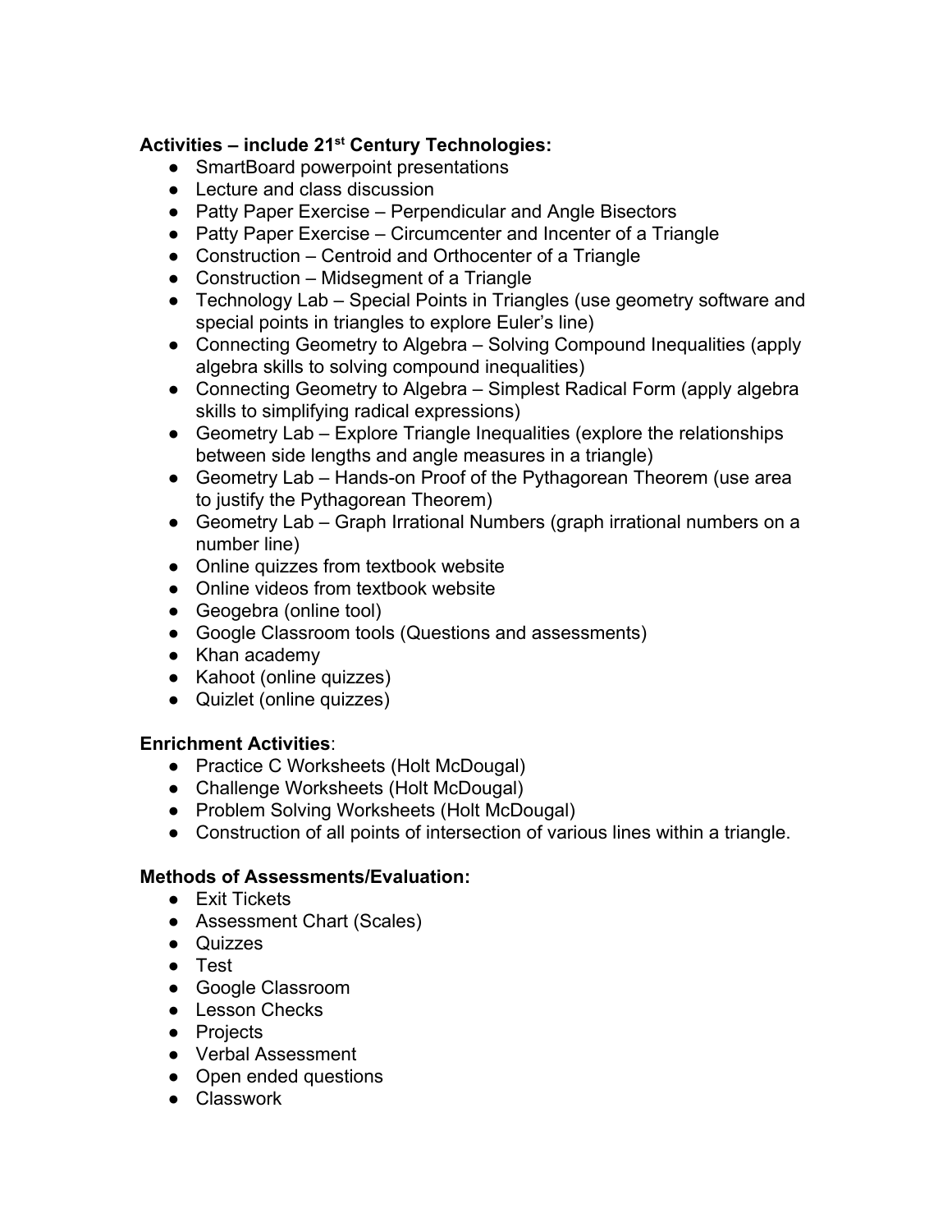**Activities – include 21st Century Technologies:**

- SmartBoard powerpoint presentations
- Lecture and class discussion
- Patty Paper Exercise – Perpendicular and Angle Bisectors
- Patty Paper Exercise – Circumcenter and Incenter of a Triangle
- Construction – Centroid and Orthocenter of a Triangle
- Construction – Midsegment of a Triangle
- Technology Lab – Special Points in Triangles (use geometry software and special points in triangles to explore Euler's line)
- Connecting Geometry to Algebra – Solving Compound Inequalities (apply algebra skills to solving compound inequalities)
- Connecting Geometry to Algebra – Simplest Radical Form (apply algebra skills to simplifying radical expressions)
- Geometry Lab – Explore Triangle Inequalities (explore the relationships between side lengths and angle measures in a triangle)
- Geometry Lab – Hands-on Proof of the Pythagorean Theorem (use area to justify the Pythagorean Theorem)
- Geometry Lab – Graph Irrational Numbers (graph irrational numbers on a number line)
- Online quizzes from textbook website
- Online videos from textbook website
- Geogebra (online tool)
- Google Classroom tools (Questions and assessments)
- Khan academy
- Kahoot (online quizzes)
- Quizlet (online quizzes)

**Enrichment Activities**:

- Practice C Worksheets (Holt McDougal)
- Challenge Worksheets (Holt McDougal)
- Problem Solving Worksheets (Holt McDougal)
- Construction of all points of intersection of various lines within a triangle.

**Methods of Assessments/Evaluation:**

- Exit Tickets
- Assessment Chart (Scales)
- Quizzes
- Test
- Google Classroom
- Lesson Checks
- Projects
- Verbal Assessment
- Open ended questions
- Classwork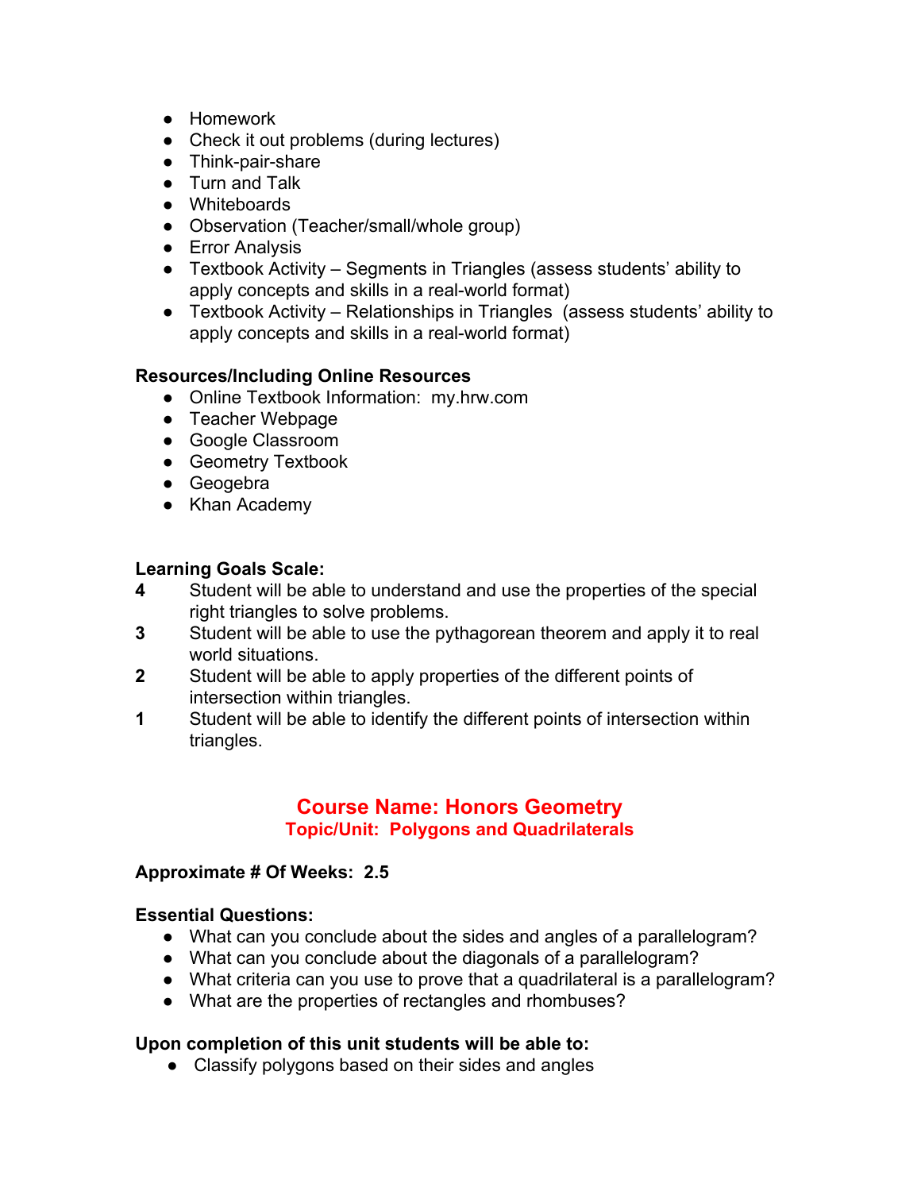- Homework
- Check it out problems (during lectures)
- Think-pair-share
- Turn and Talk
- Whiteboards
- Observation (Teacher/small/whole group)
- Error Analysis
- Textbook Activity – Segments in Triangles (assess students' ability to apply concepts and skills in a real-world format)
- Textbook Activity – Relationships in Triangles (assess students' ability to apply concepts and skills in a real-world format)

**Resources/Including Online Resources**

- Online Textbook Information: my.hrw.com
- Teacher Webpage
- Google Classroom
- Geometry Textbook
- Geogebra
- Khan Academy

**Learning Goals Scale:**

**4** Student will be able to understand and use the properties of the special right triangles to solve problems.

**3** Student will be able to use the pythagorean theorem and apply it to real world situations.

**2** Student will be able to apply properties of the different points of intersection within triangles.

**1** Student will be able to identify the different points of intersection within triangles.

## Course Name: Honors Geometry

### Topic/Unit: Polygons and Quadrilaterals

**Approximate # Of Weeks: 2.5**

**Essential Questions:**

- What can you conclude about the sides and angles of a parallelogram?
- What can you conclude about the diagonals of a parallelogram?
- What criteria can you use to prove that a quadrilateral is a parallelogram?
- What are the properties of rectangles and rhombuses?

**Upon completion of this unit students will be able to:**

- Classify polygons based on their sides and angles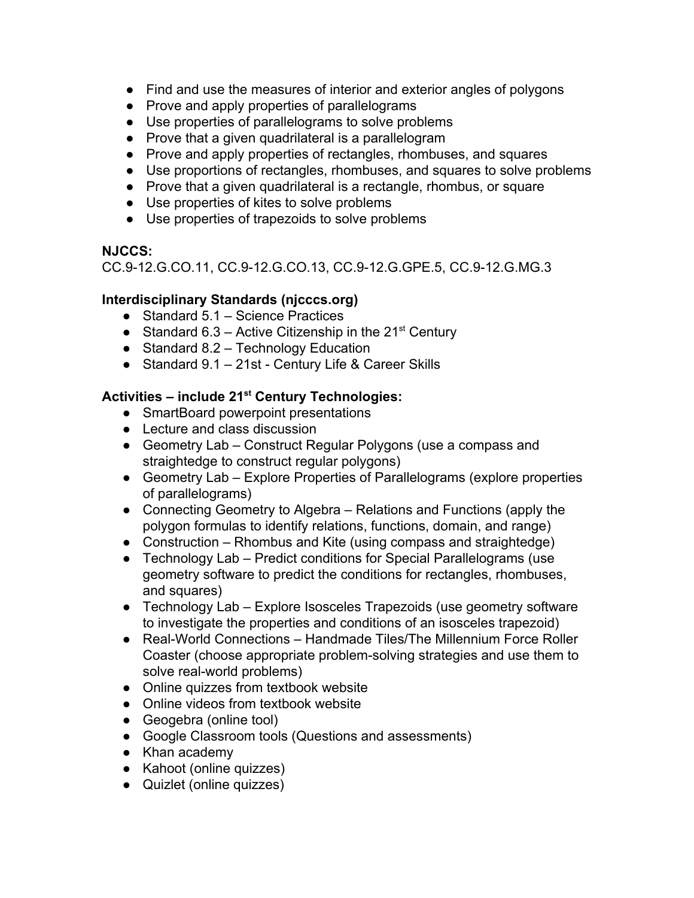- Find and use the measures of interior and exterior angles of polygons
- Prove and apply properties of parallelograms
- Use properties of parallelograms to solve problems
- Prove that a given quadrilateral is a parallelogram
- Prove and apply properties of rectangles, rhombuses, and squares
- Use proportions of rectangles, rhombuses, and squares to solve problems
- Prove that a given quadrilateral is a rectangle, rhombus, or square
- Use properties of kites to solve problems
- Use properties of trapezoids to solve problems

**NJCCS:**
CC.9-12.G.CO.11, CC.9-12.G.CO.13, CC.9-12.G.GPE.5, CC.9-12.G.MG.3

**Interdisciplinary Standards (njcccs.org)**

- Standard 5.1 – Science Practices
- Standard 6.3 – Active Citizenship in the 21st Century
- Standard 8.2 – Technology Education
- Standard 9.1 – 21st - Century Life & Career Skills

**Activities – include 21st Century Technologies:**

- SmartBoard powerpoint presentations
- Lecture and class discussion
- Geometry Lab – Construct Regular Polygons (use a compass and straightedge to construct regular polygons)
- Geometry Lab – Explore Properties of Parallelograms (explore properties of parallelograms)
- Connecting Geometry to Algebra – Relations and Functions (apply the polygon formulas to identify relations, functions, domain, and range)
- Construction – Rhombus and Kite (using compass and straightedge)
- Technology Lab – Predict conditions for Special Parallelograms (use geometry software to predict the conditions for rectangles, rhombuses, and squares)
- Technology Lab – Explore Isosceles Trapezoids (use geometry software to investigate the properties and conditions of an isosceles trapezoid)
- Real-World Connections – Handmade Tiles/The Millennium Force Roller Coaster (choose appropriate problem-solving strategies and use them to solve real-world problems)
- Online quizzes from textbook website
- Online videos from textbook website
- Geogebra (online tool)
- Google Classroom tools (Questions and assessments)
- Khan academy
- Kahoot (online quizzes)
- Quizlet (online quizzes)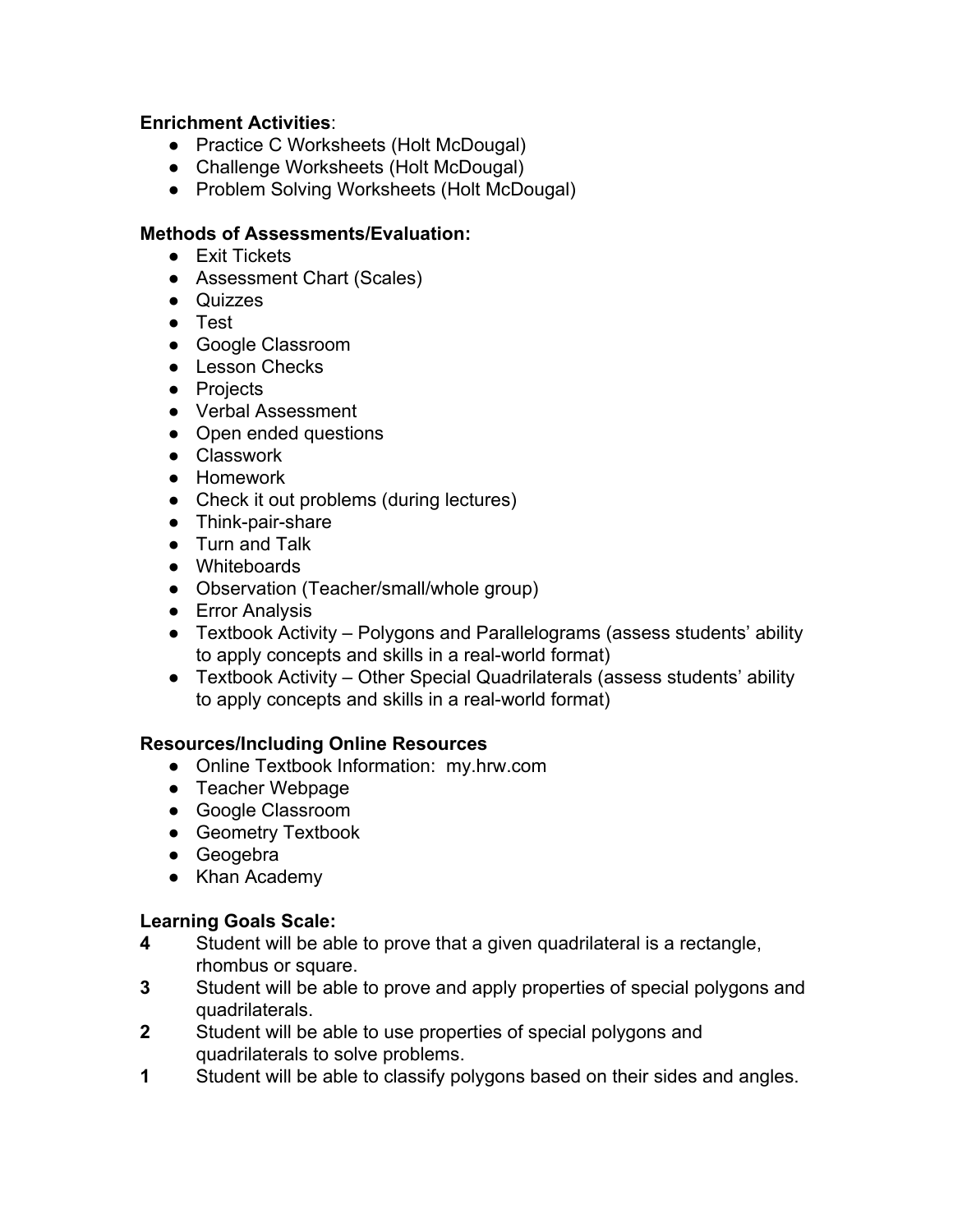**Enrichment Activities**:

- Practice C Worksheets (Holt McDougal)
- Challenge Worksheets (Holt McDougal)
- Problem Solving Worksheets (Holt McDougal)

**Methods of Assessments/Evaluation:**

- Exit Tickets
- Assessment Chart (Scales)
- Quizzes
- Test
- Google Classroom
- Lesson Checks
- Projects
- Verbal Assessment
- Open ended questions
- Classwork
- Homework
- Check it out problems (during lectures)
- Think-pair-share
- Turn and Talk
- Whiteboards
- Observation (Teacher/small/whole group)
- Error Analysis
- Textbook Activity – Polygons and Parallelograms (assess students' ability to apply concepts and skills in a real-world format)
- Textbook Activity – Other Special Quadrilaterals (assess students' ability to apply concepts and skills in a real-world format)

**Resources/Including Online Resources**

- Online Textbook Information: my.hrw.com
- Teacher Webpage
- Google Classroom
- Geometry Textbook
- Geogebra
- Khan Academy

**Learning Goals Scale:**

**4** Student will be able to prove that a given quadrilateral is a rectangle, rhombus or square.

**3** Student will be able to prove and apply properties of special polygons and quadrilaterals.

**2** Student will be able to use properties of special polygons and quadrilaterals to solve problems.

**1** Student will be able to classify polygons based on their sides and angles.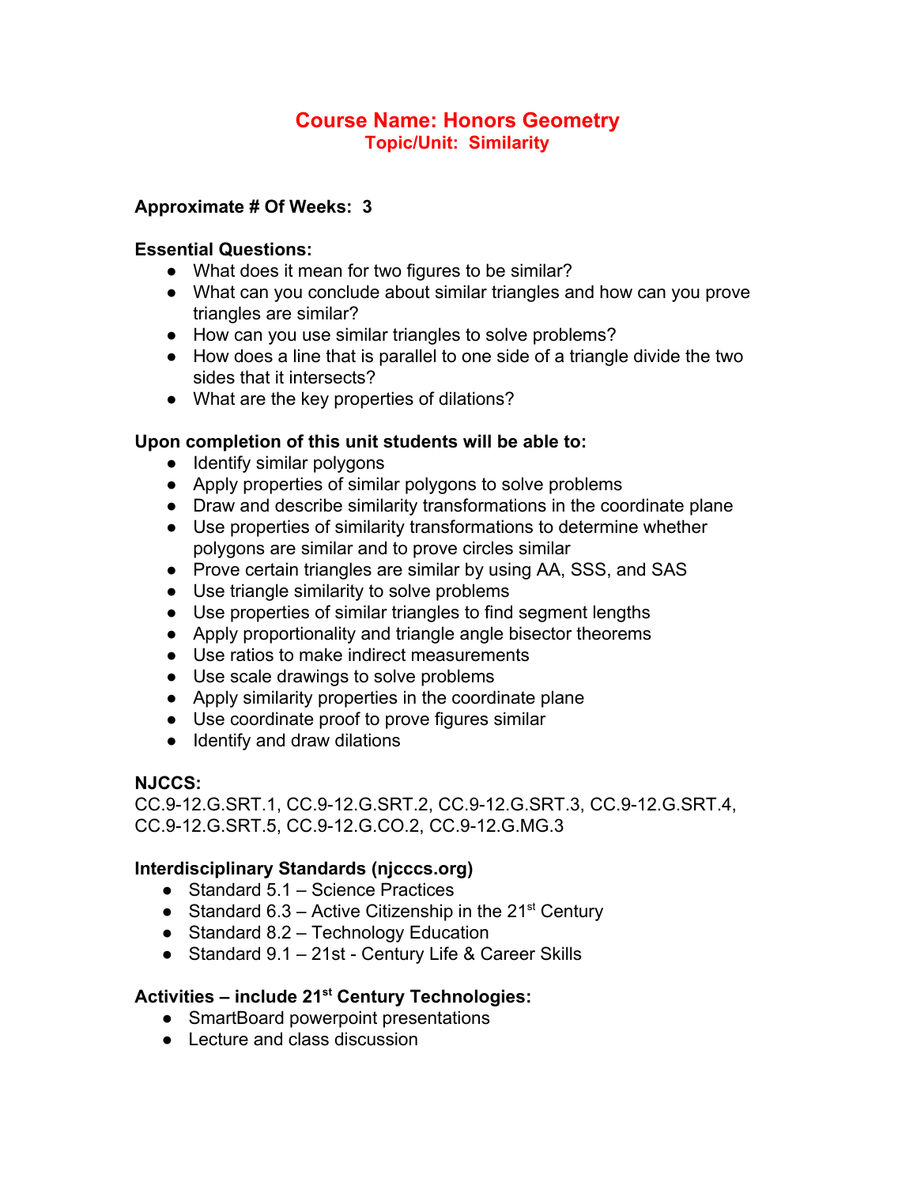# Course Name: Honors Geometry
## Topic/Unit: Similarity

**Approximate # Of Weeks: 3**

**Essential Questions:**

- What does it mean for two figures to be similar?
- What can you conclude about similar triangles and how can you prove triangles are similar?
- How can you use similar triangles to solve problems?
- How does a line that is parallel to one side of a triangle divide the two sides that it intersects?
- What are the key properties of dilations?

**Upon completion of this unit students will be able to:**

- Identify similar polygons
- Apply properties of similar polygons to solve problems
- Draw and describe similarity transformations in the coordinate plane
- Use properties of similarity transformations to determine whether polygons are similar and to prove circles similar
- Prove certain triangles are similar by using AA, SSS, and SAS
- Use triangle similarity to solve problems
- Use properties of similar triangles to find segment lengths
- Apply proportionality and triangle angle bisector theorems
- Use ratios to make indirect measurements
- Use scale drawings to solve problems
- Apply similarity properties in the coordinate plane
- Use coordinate proof to prove figures similar
- Identify and draw dilations

**NJCCS:**

CC.9-12.G.SRT.1, CC.9-12.G.SRT.2, CC.9-12.G.SRT.3, CC.9-12.G.SRT.4, CC.9-12.G.SRT.5, CC.9-12.G.CO.2, CC.9-12.G.MG.3

**Interdisciplinary Standards (njcccs.org)**

- Standard 5.1 – Science Practices
- Standard 6.3 – Active Citizenship in the 21st Century
- Standard 8.2 – Technology Education
- Standard 9.1 – 21st - Century Life & Career Skills

**Activities – include 21st Century Technologies:**

- SmartBoard powerpoint presentations
- Lecture and class discussion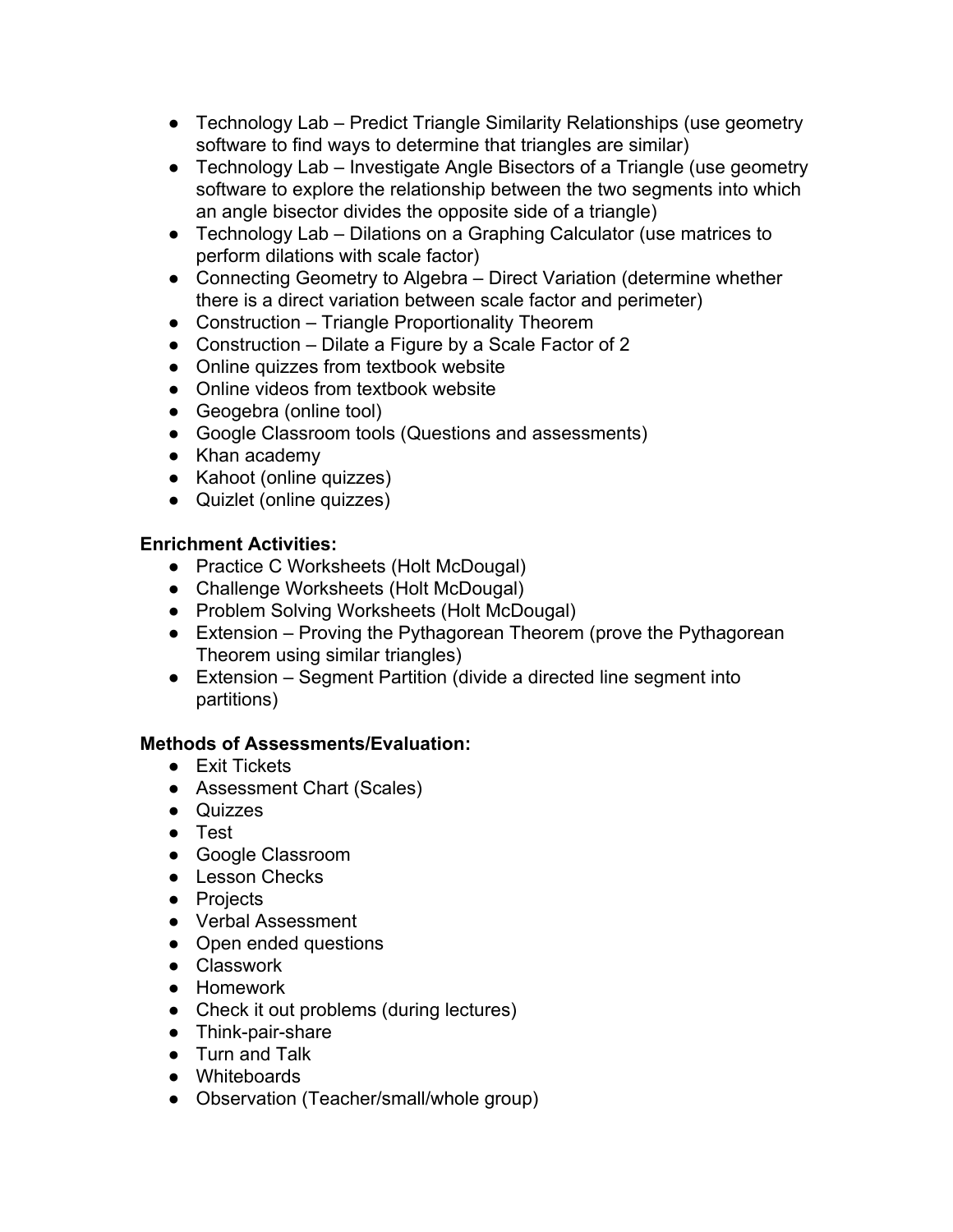- Technology Lab – Predict Triangle Similarity Relationships (use geometry software to find ways to determine that triangles are similar)
- Technology Lab – Investigate Angle Bisectors of a Triangle (use geometry software to explore the relationship between the two segments into which an angle bisector divides the opposite side of a triangle)
- Technology Lab – Dilations on a Graphing Calculator (use matrices to perform dilations with scale factor)
- Connecting Geometry to Algebra – Direct Variation (determine whether there is a direct variation between scale factor and perimeter)
- Construction – Triangle Proportionality Theorem
- Construction – Dilate a Figure by a Scale Factor of 2
- Online quizzes from textbook website
- Online videos from textbook website
- Geogebra (online tool)
- Google Classroom tools (Questions and assessments)
- Khan academy
- Kahoot (online quizzes)
- Quizlet (online quizzes)

**Enrichment Activities:**

- Practice C Worksheets (Holt McDougal)
- Challenge Worksheets (Holt McDougal)
- Problem Solving Worksheets (Holt McDougal)
- Extension – Proving the Pythagorean Theorem (prove the Pythagorean Theorem using similar triangles)
- Extension – Segment Partition (divide a directed line segment into partitions)

**Methods of Assessments/Evaluation:**

- Exit Tickets
- Assessment Chart (Scales)
- Quizzes
- Test
- Google Classroom
- Lesson Checks
- Projects
- Verbal Assessment
- Open ended questions
- Classwork
- Homework
- Check it out problems (during lectures)
- Think-pair-share
- Turn and Talk
- Whiteboards
- Observation (Teacher/small/whole group)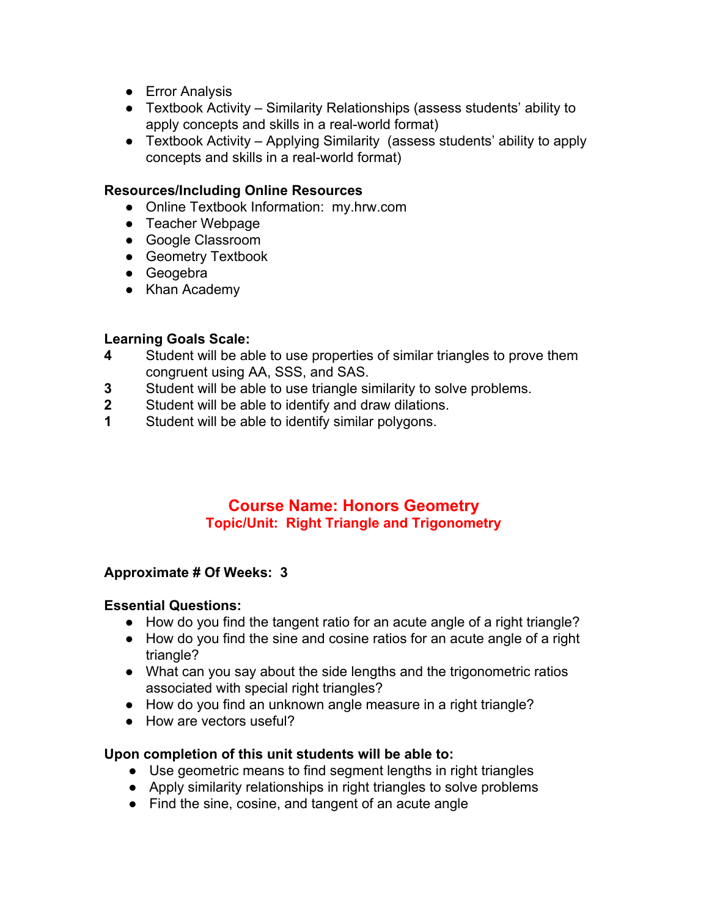- Error Analysis
- Textbook Activity – Similarity Relationships (assess students' ability to apply concepts and skills in a real-world format)
- Textbook Activity – Applying Similarity (assess students' ability to apply concepts and skills in a real-world format)

**Resources/Including Online Resources**

- Online Textbook Information: my.hrw.com
- Teacher Webpage
- Google Classroom
- Geometry Textbook
- Geogebra
- Khan Academy

**Learning Goals Scale:**

**4** Student will be able to use properties of similar triangles to prove them congruent using AA, SSS, and SAS.
**3** Student will be able to use triangle similarity to solve problems.
**2** Student will be able to identify and draw dilations.
**1** Student will be able to identify similar polygons.

## Course Name: Honors Geometry

### Topic/Unit: Right Triangle and Trigonometry

**Approximate # Of Weeks: 3**

**Essential Questions:**

- How do you find the tangent ratio for an acute angle of a right triangle?
- How do you find the sine and cosine ratios for an acute angle of a right triangle?
- What can you say about the side lengths and the trigonometric ratios associated with special right triangles?
- How do you find an unknown angle measure in a right triangle?
- How are vectors useful?

**Upon completion of this unit students will be able to:**

- Use geometric means to find segment lengths in right triangles
- Apply similarity relationships in right triangles to solve problems
- Find the sine, cosine, and tangent of an acute angle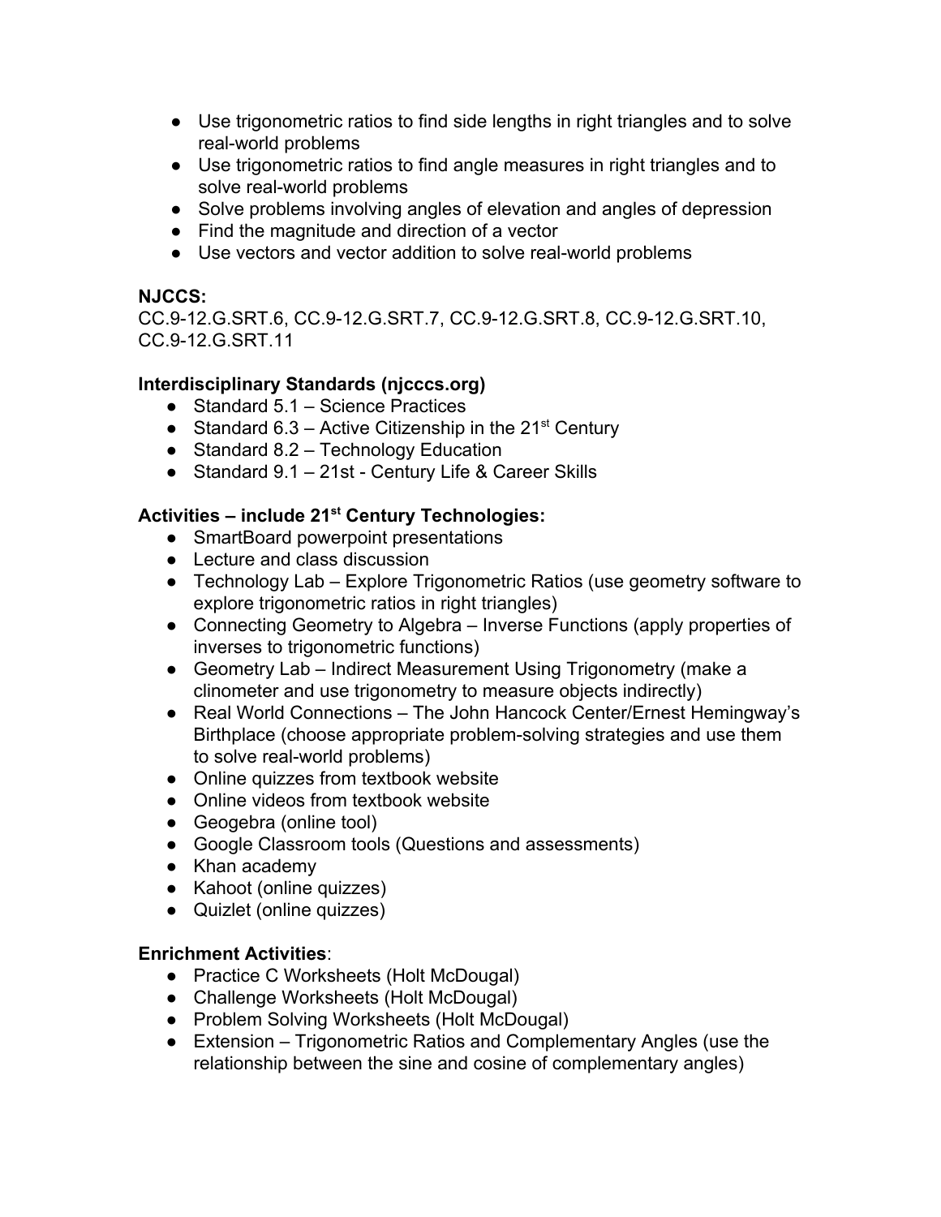- Use trigonometric ratios to find side lengths in right triangles and to solve real-world problems
- Use trigonometric ratios to find angle measures in right triangles and to solve real-world problems
- Solve problems involving angles of elevation and angles of depression
- Find the magnitude and direction of a vector
- Use vectors and vector addition to solve real-world problems

**NJCCS:**
CC.9-12.G.SRT.6, CC.9-12.G.SRT.7, CC.9-12.G.SRT.8, CC.9-12.G.SRT.10, CC.9-12.G.SRT.11

**Interdisciplinary Standards (njcccs.org)**

- Standard 5.1 – Science Practices
- Standard 6.3 – Active Citizenship in the 21st Century
- Standard 8.2 – Technology Education
- Standard 9.1 – 21st - Century Life & Career Skills

**Activities – include 21st Century Technologies:**

- SmartBoard powerpoint presentations
- Lecture and class discussion
- Technology Lab – Explore Trigonometric Ratios (use geometry software to explore trigonometric ratios in right triangles)
- Connecting Geometry to Algebra – Inverse Functions (apply properties of inverses to trigonometric functions)
- Geometry Lab – Indirect Measurement Using Trigonometry (make a clinometer and use trigonometry to measure objects indirectly)
- Real World Connections – The John Hancock Center/Ernest Hemingway's Birthplace (choose appropriate problem-solving strategies and use them to solve real-world problems)
- Online quizzes from textbook website
- Online videos from textbook website
- Geogebra (online tool)
- Google Classroom tools (Questions and assessments)
- Khan academy
- Kahoot (online quizzes)
- Quizlet (online quizzes)

**Enrichment Activities**:

- Practice C Worksheets (Holt McDougal)
- Challenge Worksheets (Holt McDougal)
- Problem Solving Worksheets (Holt McDougal)
- Extension – Trigonometric Ratios and Complementary Angles (use the relationship between the sine and cosine of complementary angles)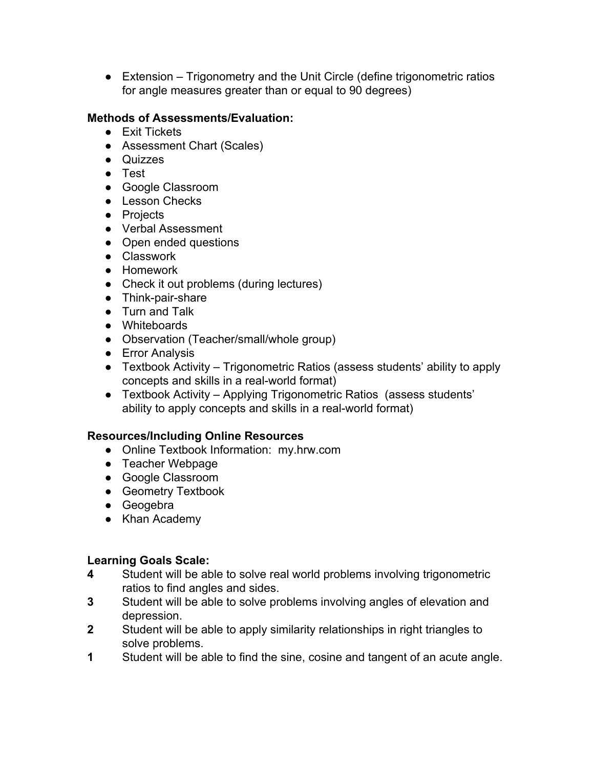- Extension – Trigonometry and the Unit Circle (define trigonometric ratios for angle measures greater than or equal to 90 degrees)

**Methods of Assessments/Evaluation:**

- Exit Tickets
- Assessment Chart (Scales)
- Quizzes
- Test
- Google Classroom
- Lesson Checks
- Projects
- Verbal Assessment
- Open ended questions
- Classwork
- Homework
- Check it out problems (during lectures)
- Think-pair-share
- Turn and Talk
- Whiteboards
- Observation (Teacher/small/whole group)
- Error Analysis
- Textbook Activity – Trigonometric Ratios (assess students' ability to apply concepts and skills in a real-world format)
- Textbook Activity – Applying Trigonometric Ratios (assess students' ability to apply concepts and skills in a real-world format)

**Resources/Including Online Resources**

- Online Textbook Information: my.hrw.com
- Teacher Webpage
- Google Classroom
- Geometry Textbook
- Geogebra
- Khan Academy

**Learning Goals Scale:**

**4** Student will be able to solve real world problems involving trigonometric ratios to find angles and sides.

**3** Student will be able to solve problems involving angles of elevation and depression.

**2** Student will be able to apply similarity relationships in right triangles to solve problems.

**1** Student will be able to find the sine, cosine and tangent of an acute angle.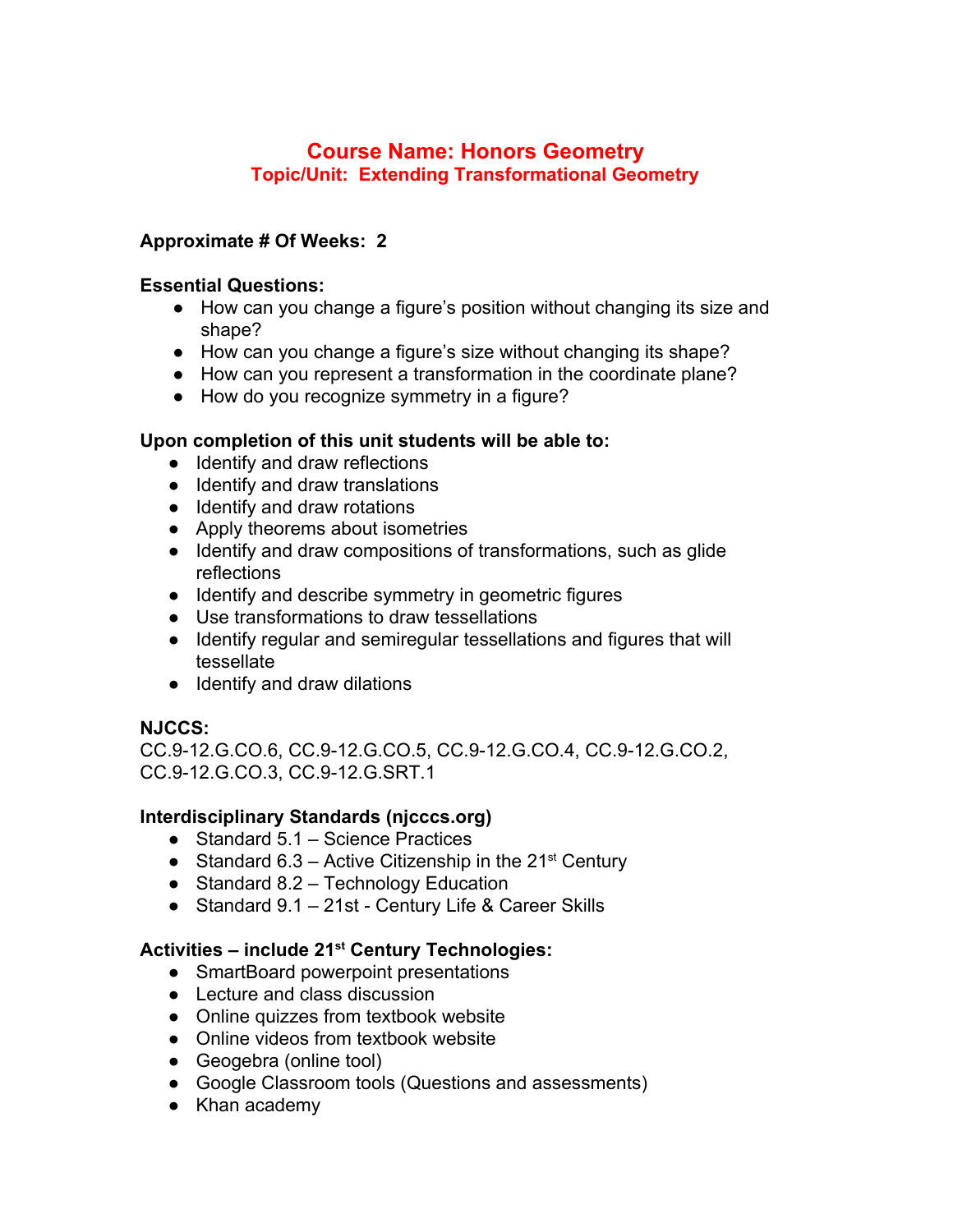# Course Name: Honors Geometry
## Topic/Unit: Extending Transformational Geometry

**Approximate # Of Weeks: 2**

**Essential Questions:**

- How can you change a figure's position without changing its size and shape?
- How can you change a figure's size without changing its shape?
- How can you represent a transformation in the coordinate plane?
- How do you recognize symmetry in a figure?

**Upon completion of this unit students will be able to:**

- Identify and draw reflections
- Identify and draw translations
- Identify and draw rotations
- Apply theorems about isometries
- Identify and draw compositions of transformations, such as glide reflections
- Identify and describe symmetry in geometric figures
- Use transformations to draw tessellations
- Identify regular and semiregular tessellations and figures that will tessellate
- Identify and draw dilations

**NJCCS:**

CC.9-12.G.CO.6, CC.9-12.G.CO.5, CC.9-12.G.CO.4, CC.9-12.G.CO.2, CC.9-12.G.CO.3, CC.9-12.G.SRT.1

**Interdisciplinary Standards (njcccs.org)**

- Standard 5.1 – Science Practices
- Standard 6.3 – Active Citizenship in the 21st Century
- Standard 8.2 – Technology Education
- Standard 9.1 – 21st - Century Life & Career Skills

**Activities – include 21st Century Technologies:**

- SmartBoard powerpoint presentations
- Lecture and class discussion
- Online quizzes from textbook website
- Online videos from textbook website
- Geogebra (online tool)
- Google Classroom tools (Questions and assessments)
- Khan academy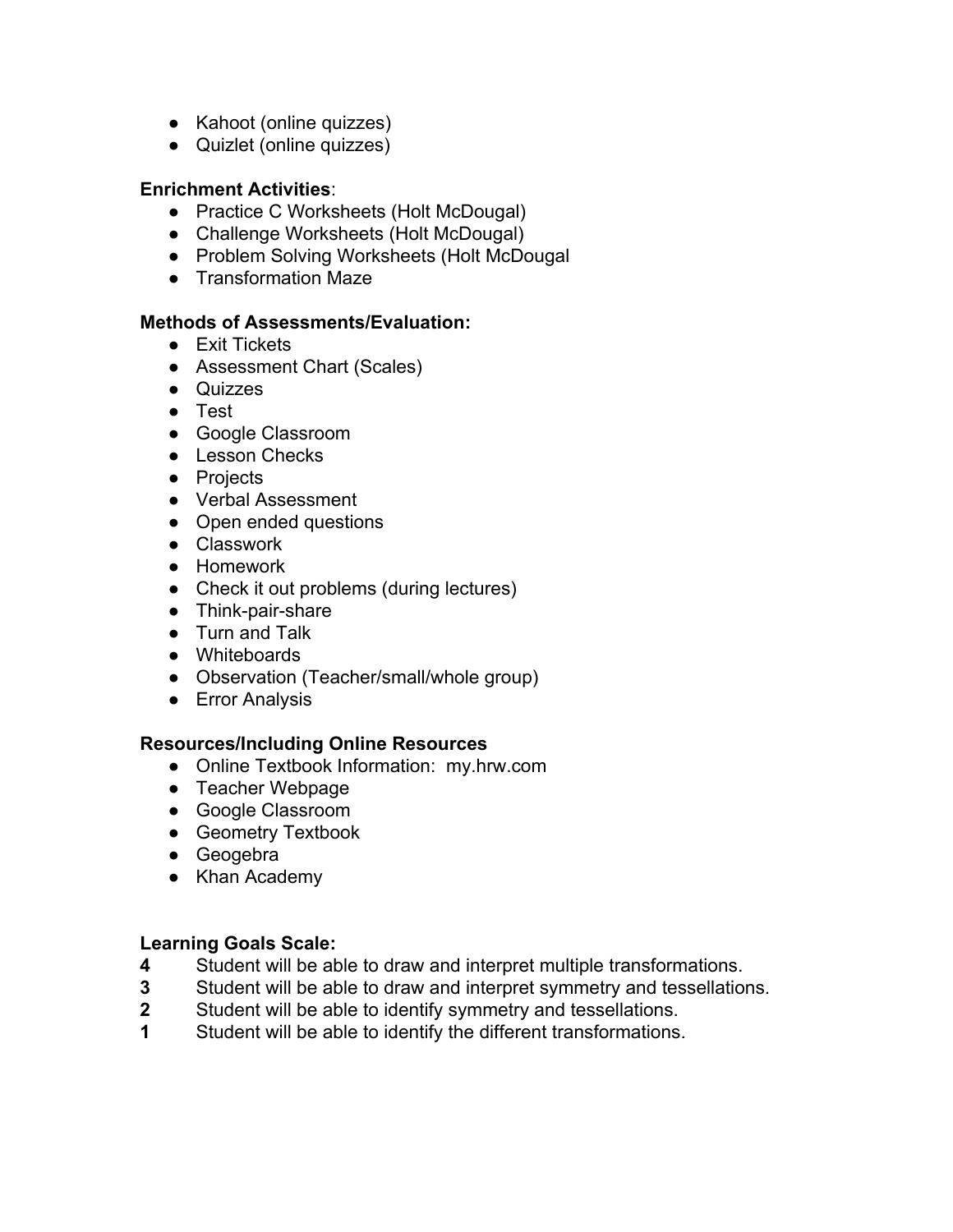- Kahoot (online quizzes)
- Quizlet (online quizzes)

**Enrichment Activities**:

- Practice C Worksheets (Holt McDougal)
- Challenge Worksheets (Holt McDougal)
- Problem Solving Worksheets (Holt McDougal
- Transformation Maze

**Methods of Assessments/Evaluation:**

- Exit Tickets
- Assessment Chart (Scales)
- Quizzes
- Test
- Google Classroom
- Lesson Checks
- Projects
- Verbal Assessment
- Open ended questions
- Classwork
- Homework
- Check it out problems (during lectures)
- Think-pair-share
- Turn and Talk
- Whiteboards
- Observation (Teacher/small/whole group)
- Error Analysis

**Resources/Including Online Resources**

- Online Textbook Information: my.hrw.com
- Teacher Webpage
- Google Classroom
- Geometry Textbook
- Geogebra
- Khan Academy

**Learning Goals Scale:**

**4** Student will be able to draw and interpret multiple transformations.
**3** Student will be able to draw and interpret symmetry and tessellations.
**2** Student will be able to identify symmetry and tessellations.
**1** Student will be able to identify the different transformations.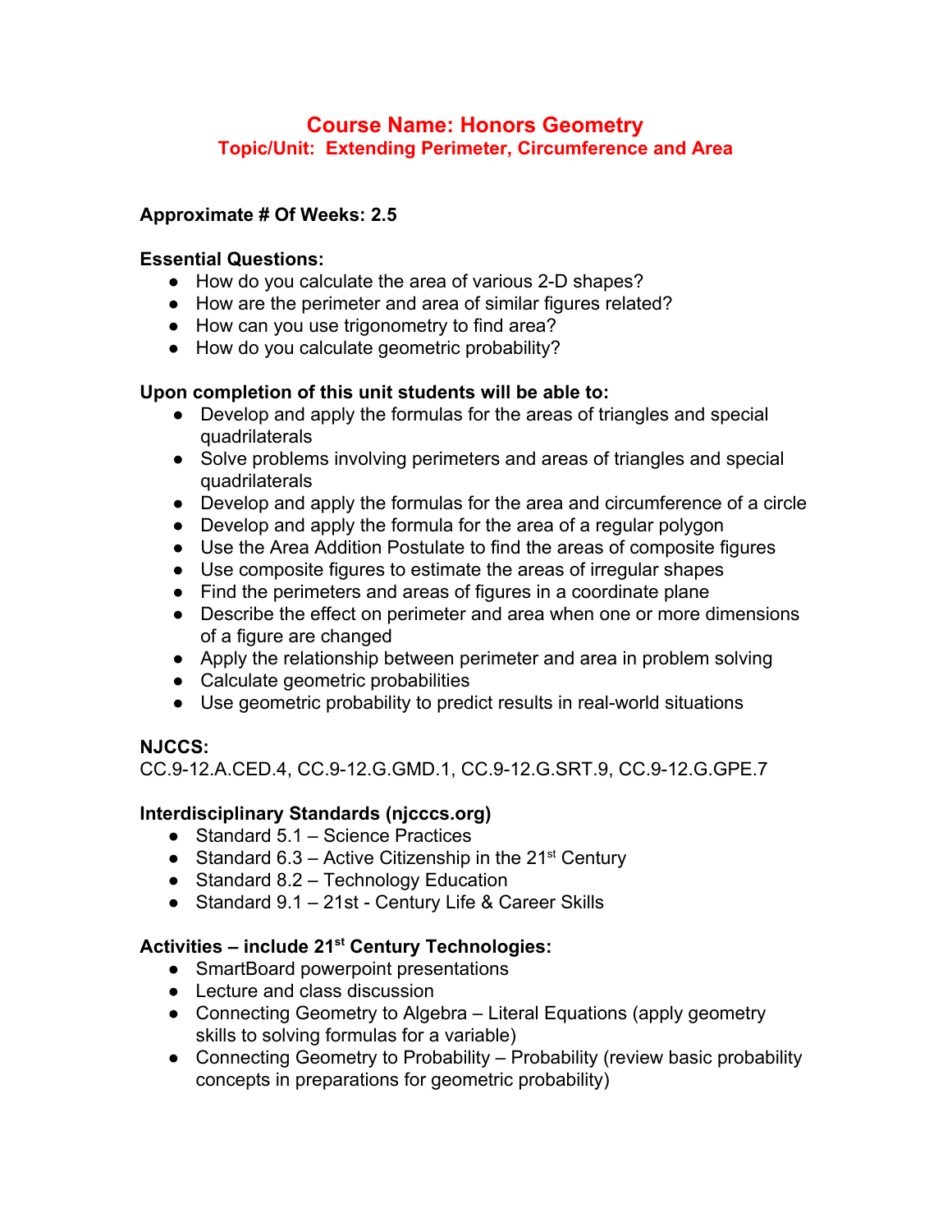# Course Name: Honors Geometry

## Topic/Unit: Extending Perimeter, Circumference and Area

**Approximate # Of Weeks: 2.5**

**Essential Questions:**

- How do you calculate the area of various 2-D shapes?
- How are the perimeter and area of similar figures related?
- How can you use trigonometry to find area?
- How do you calculate geometric probability?

**Upon completion of this unit students will be able to:**

- Develop and apply the formulas for the areas of triangles and special quadrilaterals
- Solve problems involving perimeters and areas of triangles and special quadrilaterals
- Develop and apply the formulas for the area and circumference of a circle
- Develop and apply the formula for the area of a regular polygon
- Use the Area Addition Postulate to find the areas of composite figures
- Use composite figures to estimate the areas of irregular shapes
- Find the perimeters and areas of figures in a coordinate plane
- Describe the effect on perimeter and area when one or more dimensions of a figure are changed
- Apply the relationship between perimeter and area in problem solving
- Calculate geometric probabilities
- Use geometric probability to predict results in real-world situations

**NJCCS:**

CC.9-12.A.CED.4, CC.9-12.G.GMD.1, CC.9-12.G.SRT.9, CC.9-12.G.GPE.7

**Interdisciplinary Standards (njcccs.org)**

- Standard 5.1 – Science Practices
- Standard 6.3 – Active Citizenship in the 21st Century
- Standard 8.2 – Technology Education
- Standard 9.1 – 21st - Century Life & Career Skills

**Activities – include 21st Century Technologies:**

- SmartBoard powerpoint presentations
- Lecture and class discussion
- Connecting Geometry to Algebra – Literal Equations (apply geometry skills to solving formulas for a variable)
- Connecting Geometry to Probability – Probability (review basic probability concepts in preparations for geometric probability)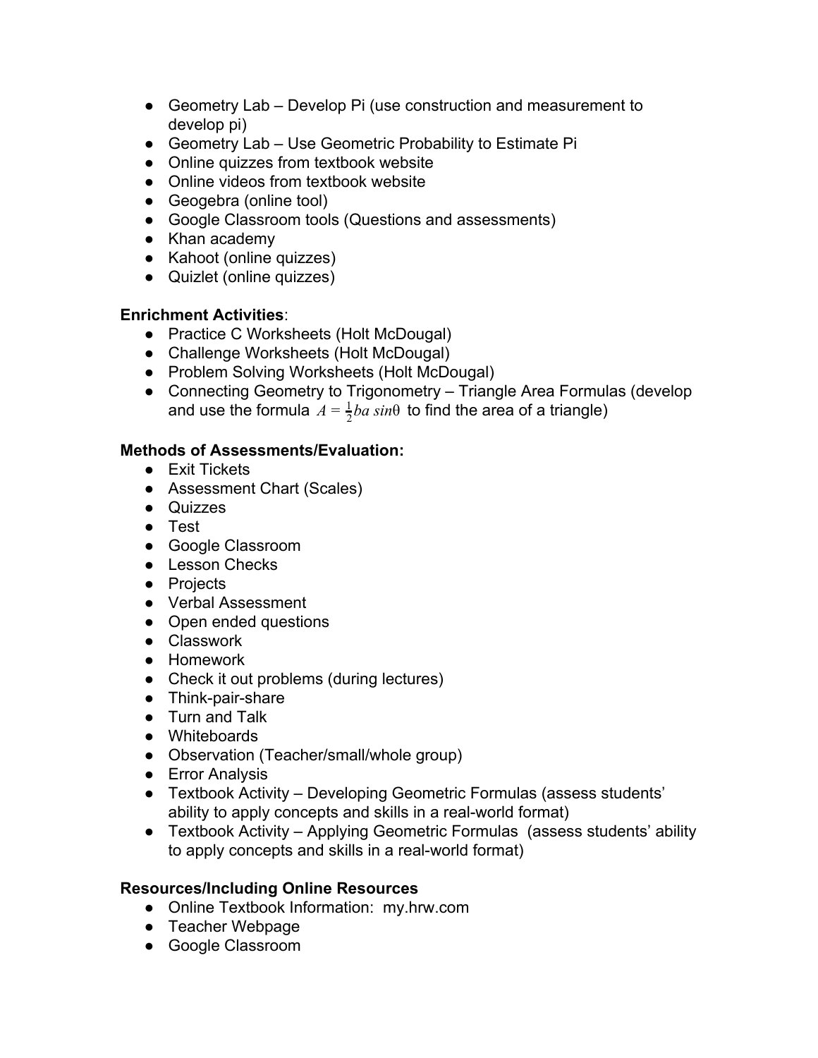- Geometry Lab – Develop Pi (use construction and measurement to develop pi)
- Geometry Lab – Use Geometric Probability to Estimate Pi
- Online quizzes from textbook website
- Online videos from textbook website
- Geogebra (online tool)
- Google Classroom tools (Questions and assessments)
- Khan academy
- Kahoot (online quizzes)
- Quizlet (online quizzes)

**Enrichment Activities**:

- Practice C Worksheets (Holt McDougal)
- Challenge Worksheets (Holt McDougal)
- Problem Solving Worksheets (Holt McDougal)
- Connecting Geometry to Trigonometry – Triangle Area Formulas (develop and use the formula $A = \frac{1}{2}ba\ sin\theta$ to find the area of a triangle)

**Methods of Assessments/Evaluation:**

- Exit Tickets
- Assessment Chart (Scales)
- Quizzes
- Test
- Google Classroom
- Lesson Checks
- Projects
- Verbal Assessment
- Open ended questions
- Classwork
- Homework
- Check it out problems (during lectures)
- Think-pair-share
- Turn and Talk
- Whiteboards
- Observation (Teacher/small/whole group)
- Error Analysis
- Textbook Activity – Developing Geometric Formulas (assess students' ability to apply concepts and skills in a real-world format)
- Textbook Activity – Applying Geometric Formulas (assess students' ability to apply concepts and skills in a real-world format)

**Resources/Including Online Resources**

- Online Textbook Information: my.hrw.com
- Teacher Webpage
- Google Classroom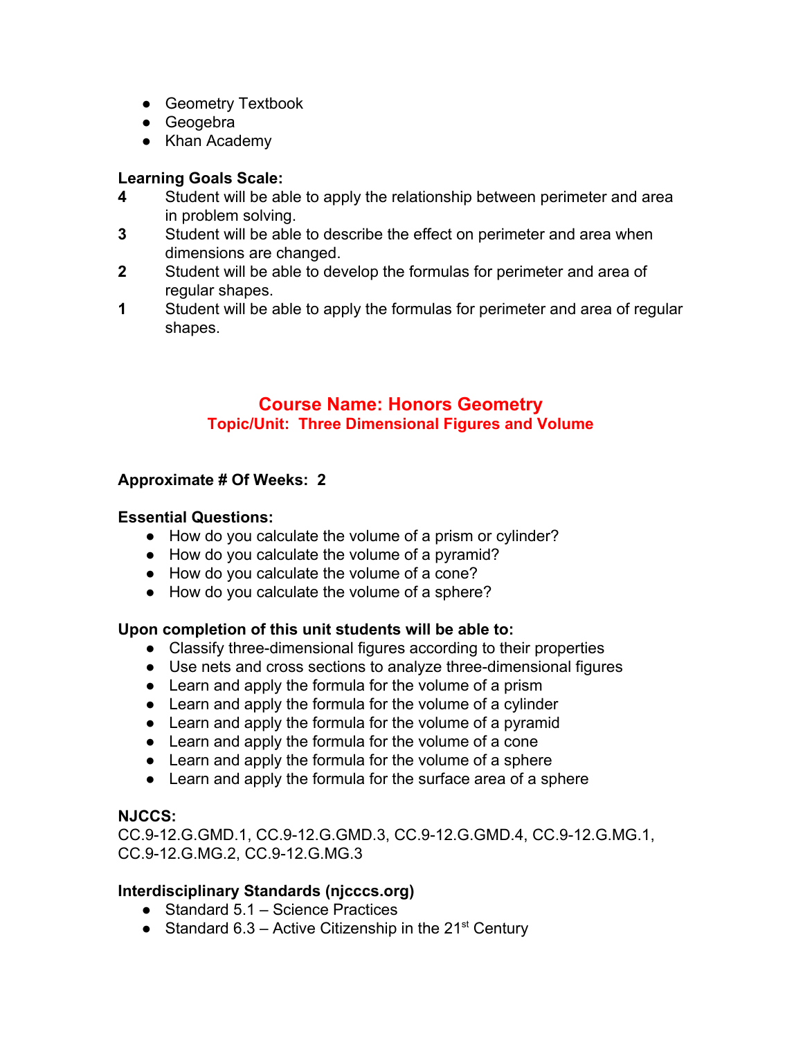- Geometry Textbook
- Geogebra
- Khan Academy

**Learning Goals Scale:**

**4** Student will be able to apply the relationship between perimeter and area in problem solving.

**3** Student will be able to describe the effect on perimeter and area when dimensions are changed.

**2** Student will be able to develop the formulas for perimeter and area of regular shapes.

**1** Student will be able to apply the formulas for perimeter and area of regular shapes.

## Course Name: Honors Geometry

### Topic/Unit: Three Dimensional Figures and Volume

**Approximate # Of Weeks: 2**

**Essential Questions:**

- How do you calculate the volume of a prism or cylinder?
- How do you calculate the volume of a pyramid?
- How do you calculate the volume of a cone?
- How do you calculate the volume of a sphere?

**Upon completion of this unit students will be able to:**

- Classify three-dimensional figures according to their properties
- Use nets and cross sections to analyze three-dimensional figures
- Learn and apply the formula for the volume of a prism
- Learn and apply the formula for the volume of a cylinder
- Learn and apply the formula for the volume of a pyramid
- Learn and apply the formula for the volume of a cone
- Learn and apply the formula for the volume of a sphere
- Learn and apply the formula for the surface area of a sphere

**NJCCS:**

CC.9-12.G.GMD.1, CC.9-12.G.GMD.3, CC.9-12.G.GMD.4, CC.9-12.G.MG.1, CC.9-12.G.MG.2, CC.9-12.G.MG.3

**Interdisciplinary Standards (njcccs.org)**

- Standard 5.1 – Science Practices
- Standard 6.3 – Active Citizenship in the 21st Century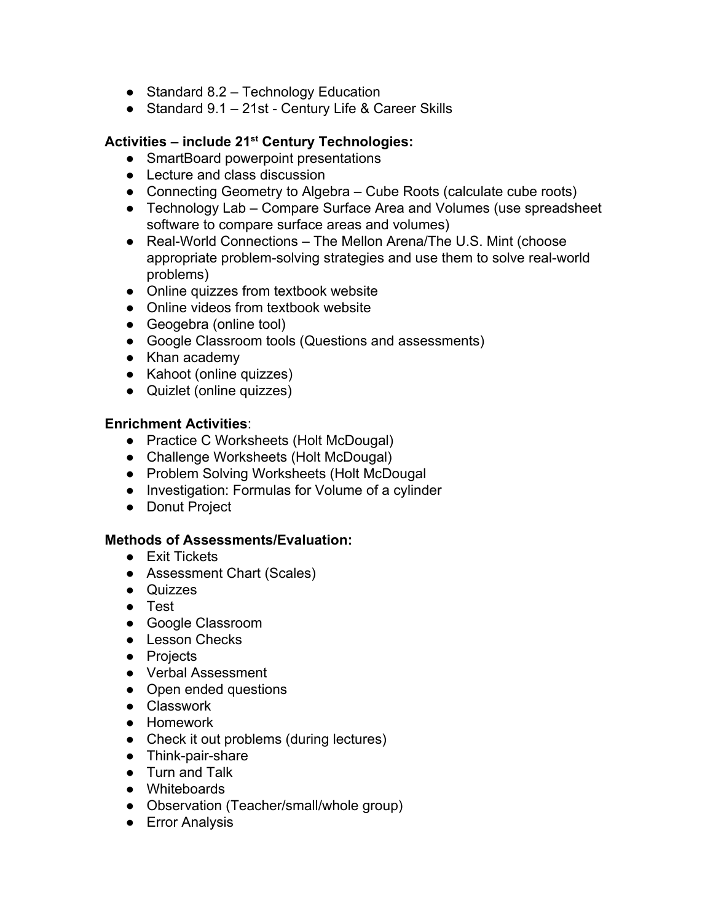- Standard 8.2 – Technology Education
- Standard 9.1 – 21st - Century Life & Career Skills

**Activities – include 21st Century Technologies:**

- SmartBoard powerpoint presentations
- Lecture and class discussion
- Connecting Geometry to Algebra – Cube Roots (calculate cube roots)
- Technology Lab – Compare Surface Area and Volumes (use spreadsheet software to compare surface areas and volumes)
- Real-World Connections – The Mellon Arena/The U.S. Mint (choose appropriate problem-solving strategies and use them to solve real-world problems)
- Online quizzes from textbook website
- Online videos from textbook website
- Geogebra (online tool)
- Google Classroom tools (Questions and assessments)
- Khan academy
- Kahoot (online quizzes)
- Quizlet (online quizzes)

**Enrichment Activities**:

- Practice C Worksheets (Holt McDougal)
- Challenge Worksheets (Holt McDougal)
- Problem Solving Worksheets (Holt McDougal
- Investigation: Formulas for Volume of a cylinder
- Donut Project

**Methods of Assessments/Evaluation:**

- Exit Tickets
- Assessment Chart (Scales)
- Quizzes
- Test
- Google Classroom
- Lesson Checks
- Projects
- Verbal Assessment
- Open ended questions
- Classwork
- Homework
- Check it out problems (during lectures)
- Think-pair-share
- Turn and Talk
- Whiteboards
- Observation (Teacher/small/whole group)
- Error Analysis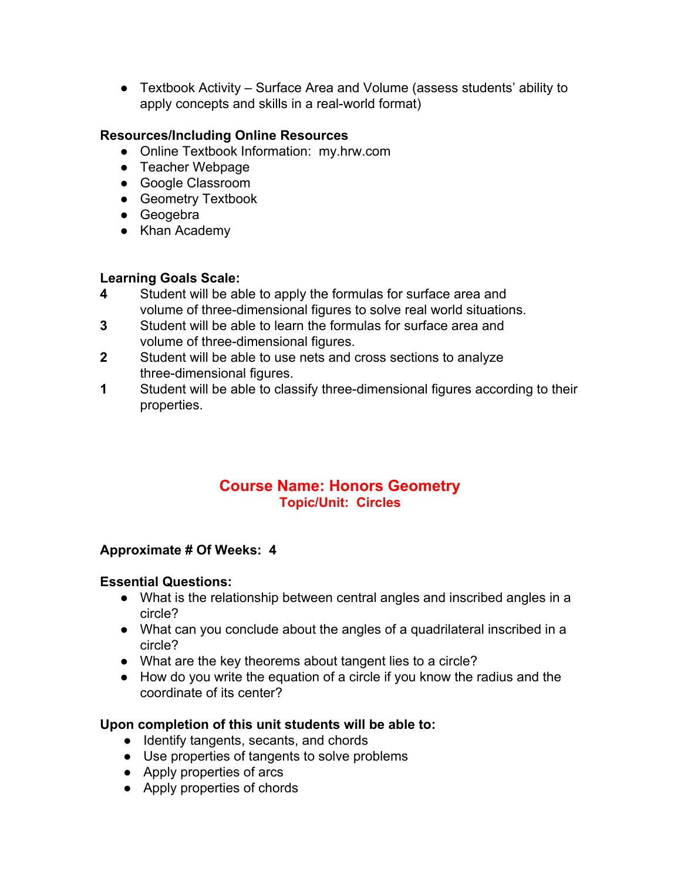- Textbook Activity – Surface Area and Volume (assess students' ability to apply concepts and skills in a real-world format)

**Resources/Including Online Resources**

- Online Textbook Information: my.hrw.com
- Teacher Webpage
- Google Classroom
- Geometry Textbook
- Geogebra
- Khan Academy

**Learning Goals Scale:**

**4** Student will be able to apply the formulas for surface area and volume of three-dimensional figures to solve real world situations.

**3** Student will be able to learn the formulas for surface area and volume of three-dimensional figures.

**2** Student will be able to use nets and cross sections to analyze three-dimensional figures.

**1** Student will be able to classify three-dimensional figures according to their properties.

## Course Name: Honors Geometry

### Topic/Unit: Circles

**Approximate # Of Weeks: 4**

**Essential Questions:**

- What is the relationship between central angles and inscribed angles in a circle?
- What can you conclude about the angles of a quadrilateral inscribed in a circle?
- What are the key theorems about tangent lies to a circle?
- How do you write the equation of a circle if you know the radius and the coordinate of its center?

**Upon completion of this unit students will be able to:**

- Identify tangents, secants, and chords
- Use properties of tangents to solve problems
- Apply properties of arcs
- Apply properties of chords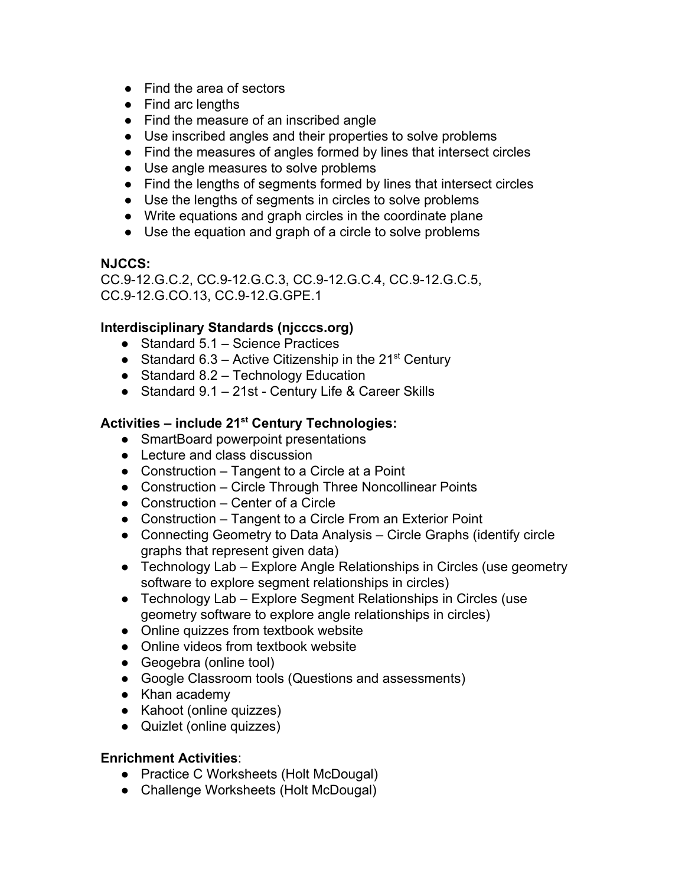- Find the area of sectors
- Find arc lengths
- Find the measure of an inscribed angle
- Use inscribed angles and their properties to solve problems
- Find the measures of angles formed by lines that intersect circles
- Use angle measures to solve problems
- Find the lengths of segments formed by lines that intersect circles
- Use the lengths of segments in circles to solve problems
- Write equations and graph circles in the coordinate plane
- Use the equation and graph of a circle to solve problems

**NJCCS:**
CC.9-12.G.C.2, CC.9-12.G.C.3, CC.9-12.G.C.4, CC.9-12.G.C.5, CC.9-12.G.CO.13, CC.9-12.G.GPE.1

**Interdisciplinary Standards (njcccs.org)**

- Standard 5.1 – Science Practices
- Standard 6.3 – Active Citizenship in the 21st Century
- Standard 8.2 – Technology Education
- Standard 9.1 – 21st - Century Life & Career Skills

**Activities – include 21st Century Technologies:**

- SmartBoard powerpoint presentations
- Lecture and class discussion
- Construction – Tangent to a Circle at a Point
- Construction – Circle Through Three Noncollinear Points
- Construction – Center of a Circle
- Construction – Tangent to a Circle From an Exterior Point
- Connecting Geometry to Data Analysis – Circle Graphs (identify circle graphs that represent given data)
- Technology Lab – Explore Angle Relationships in Circles (use geometry software to explore segment relationships in circles)
- Technology Lab – Explore Segment Relationships in Circles (use geometry software to explore angle relationships in circles)
- Online quizzes from textbook website
- Online videos from textbook website
- Geogebra (online tool)
- Google Classroom tools (Questions and assessments)
- Khan academy
- Kahoot (online quizzes)
- Quizlet (online quizzes)

**Enrichment Activities**:

- Practice C Worksheets (Holt McDougal)
- Challenge Worksheets (Holt McDougal)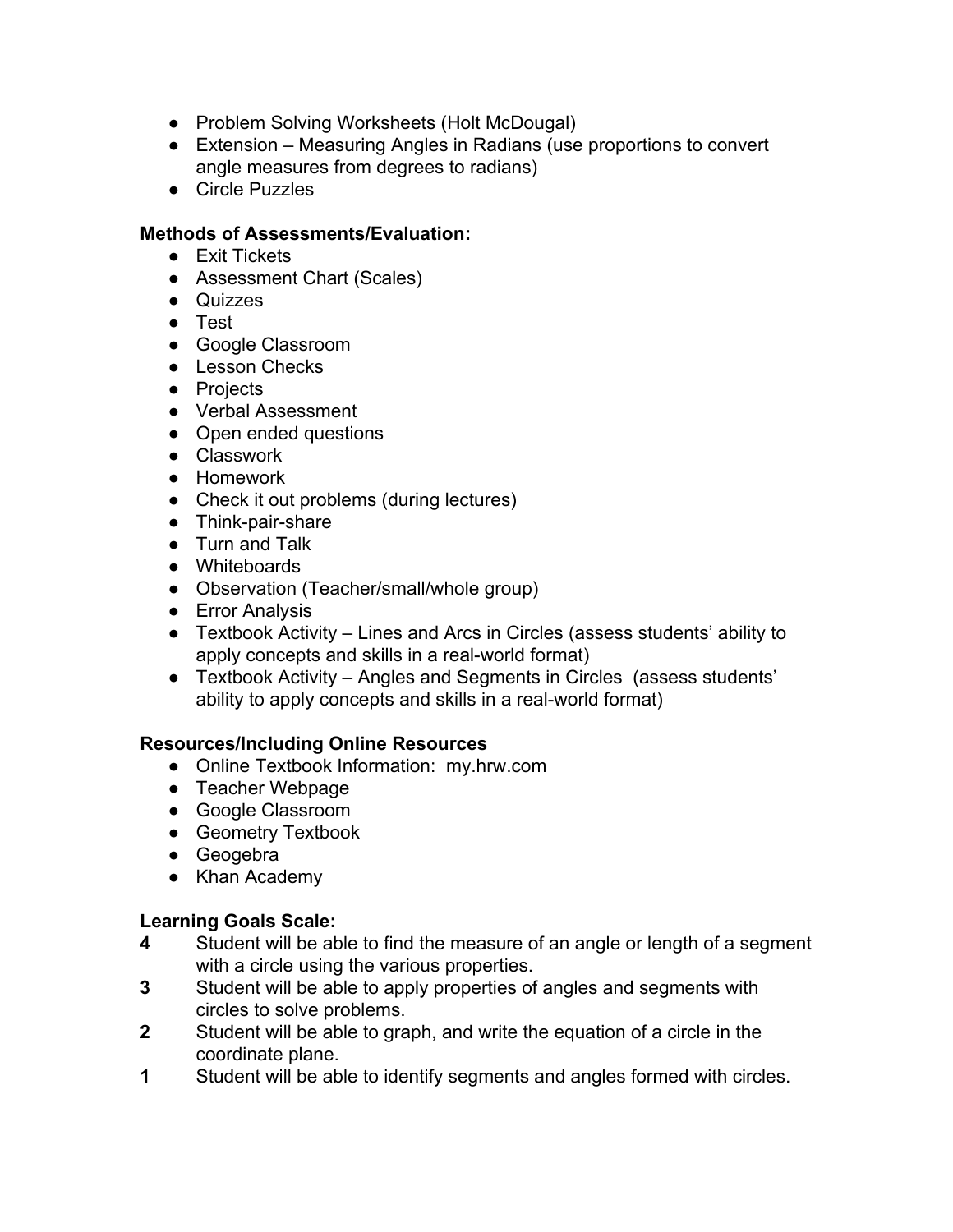- Problem Solving Worksheets (Holt McDougal)
- Extension – Measuring Angles in Radians (use proportions to convert angle measures from degrees to radians)
- Circle Puzzles

**Methods of Assessments/Evaluation:**

- Exit Tickets
- Assessment Chart (Scales)
- Quizzes
- Test
- Google Classroom
- Lesson Checks
- Projects
- Verbal Assessment
- Open ended questions
- Classwork
- Homework
- Check it out problems (during lectures)
- Think-pair-share
- Turn and Talk
- Whiteboards
- Observation (Teacher/small/whole group)
- Error Analysis
- Textbook Activity – Lines and Arcs in Circles (assess students' ability to apply concepts and skills in a real-world format)
- Textbook Activity – Angles and Segments in Circles (assess students' ability to apply concepts and skills in a real-world format)

**Resources/Including Online Resources**

- Online Textbook Information: my.hrw.com
- Teacher Webpage
- Google Classroom
- Geometry Textbook
- Geogebra
- Khan Academy

**Learning Goals Scale:**

**4** Student will be able to find the measure of an angle or length of a segment with a circle using the various properties.

**3** Student will be able to apply properties of angles and segments with circles to solve problems.

**2** Student will be able to graph, and write the equation of a circle in the coordinate plane.

**1** Student will be able to identify segments and angles formed with circles.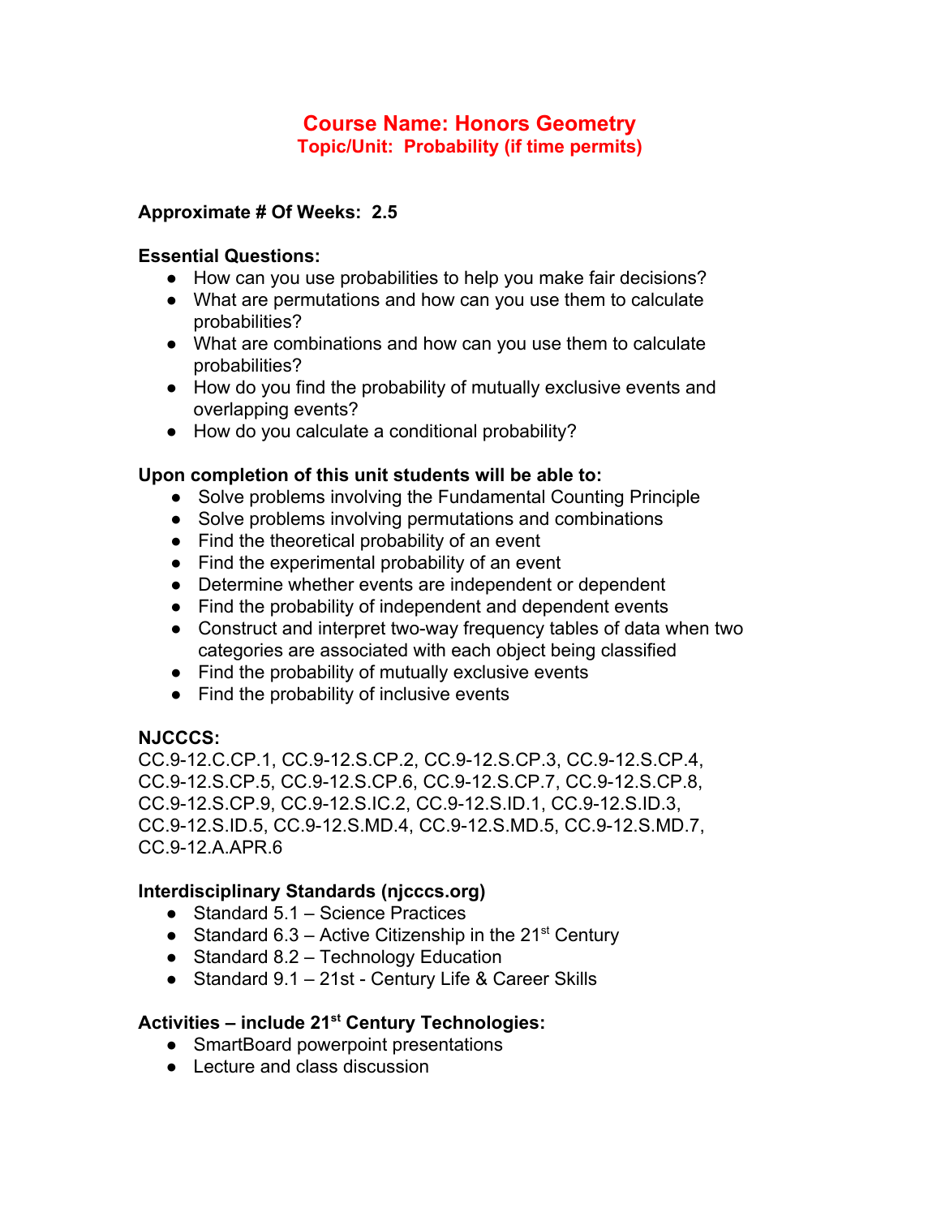# Course Name: Honors Geometry
## Topic/Unit: Probability (if time permits)

**Approximate # Of Weeks: 2.5**

**Essential Questions:**

- How can you use probabilities to help you make fair decisions?
- What are permutations and how can you use them to calculate probabilities?
- What are combinations and how can you use them to calculate probabilities?
- How do you find the probability of mutually exclusive events and overlapping events?
- How do you calculate a conditional probability?

**Upon completion of this unit students will be able to:**

- Solve problems involving the Fundamental Counting Principle
- Solve problems involving permutations and combinations
- Find the theoretical probability of an event
- Find the experimental probability of an event
- Determine whether events are independent or dependent
- Find the probability of independent and dependent events
- Construct and interpret two-way frequency tables of data when two categories are associated with each object being classified
- Find the probability of mutually exclusive events
- Find the probability of inclusive events

**NJCCCS:**
CC.9-12.C.CP.1, CC.9-12.S.CP.2, CC.9-12.S.CP.3, CC.9-12.S.CP.4, CC.9-12.S.CP.5, CC.9-12.S.CP.6, CC.9-12.S.CP.7, CC.9-12.S.CP.8, CC.9-12.S.CP.9, CC.9-12.S.IC.2, CC.9-12.S.ID.1, CC.9-12.S.ID.3, CC.9-12.S.ID.5, CC.9-12.S.MD.4, CC.9-12.S.MD.5, CC.9-12.S.MD.7, CC.9-12.A.APR.6

**Interdisciplinary Standards (njcccs.org)**

- Standard 5.1 – Science Practices
- Standard 6.3 – Active Citizenship in the 21st Century
- Standard 8.2 – Technology Education
- Standard 9.1 – 21st - Century Life & Career Skills

**Activities – include 21st Century Technologies:**

- SmartBoard powerpoint presentations
- Lecture and class discussion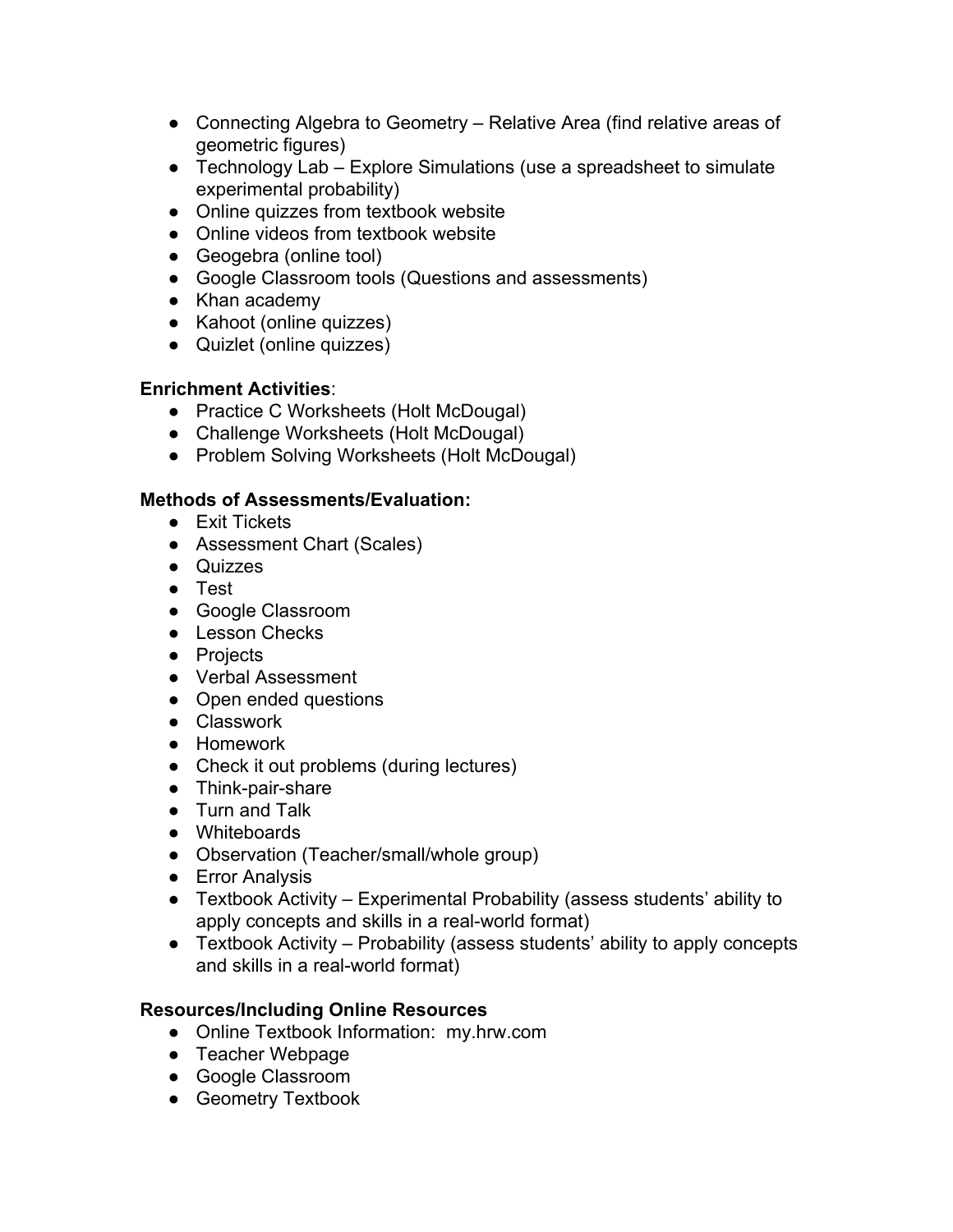- Connecting Algebra to Geometry – Relative Area (find relative areas of geometric figures)
- Technology Lab – Explore Simulations (use a spreadsheet to simulate experimental probability)
- Online quizzes from textbook website
- Online videos from textbook website
- Geogebra (online tool)
- Google Classroom tools (Questions and assessments)
- Khan academy
- Kahoot (online quizzes)
- Quizlet (online quizzes)

**Enrichment Activities**:

- Practice C Worksheets (Holt McDougal)
- Challenge Worksheets (Holt McDougal)
- Problem Solving Worksheets (Holt McDougal)

**Methods of Assessments/Evaluation:**

- Exit Tickets
- Assessment Chart (Scales)
- Quizzes
- Test
- Google Classroom
- Lesson Checks
- Projects
- Verbal Assessment
- Open ended questions
- Classwork
- Homework
- Check it out problems (during lectures)
- Think-pair-share
- Turn and Talk
- Whiteboards
- Observation (Teacher/small/whole group)
- Error Analysis
- Textbook Activity – Experimental Probability (assess students' ability to apply concepts and skills in a real-world format)
- Textbook Activity – Probability (assess students' ability to apply concepts and skills in a real-world format)

**Resources/Including Online Resources**

- Online Textbook Information: my.hrw.com
- Teacher Webpage
- Google Classroom
- Geometry Textbook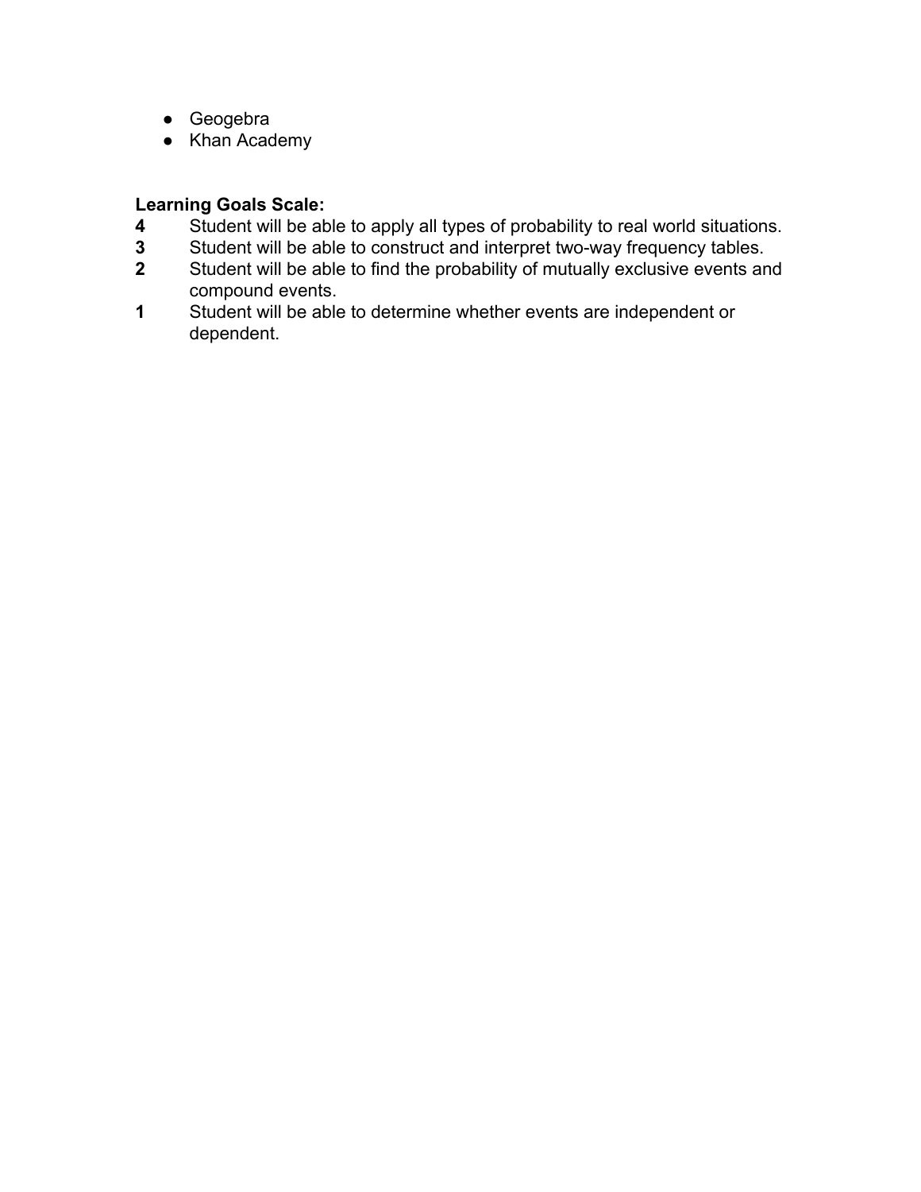- Geogebra
- Khan Academy

**Learning Goals Scale:**

**4** Student will be able to apply all types of probability to real world situations.

**3** Student will be able to construct and interpret two-way frequency tables.

**2** Student will be able to find the probability of mutually exclusive events and compound events.

**1** Student will be able to determine whether events are independent or dependent.